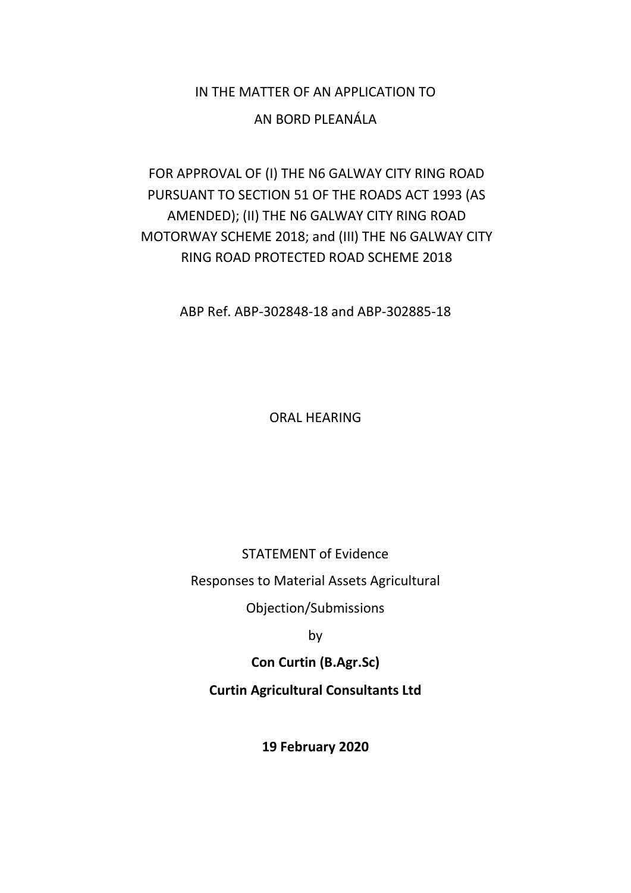IN THE MATTER OF AN APPLICATION TO

AN BORD PLEANÁLA

FOR APPROVAL OF (I) THE N6 GALWAY CITY RING ROAD PURSUANT TO SECTION 51 OF THE ROADS ACT 1993 (AS AMENDED); (II) THE N6 GALWAY CITY RING ROAD MOTORWAY SCHEME 2018; and (III) THE N6 GALWAY CITY RING ROAD PROTECTED ROAD SCHEME 2018

ABP Ref. ABP-302848-18 and ABP-302885-18

ORAL HEARING

STATEMENT of Evidence

Responses to Material Assets Agricultural

Objection/Submissions

by

**Con Curtin (B.Agr.Sc)**

**Curtin Agricultural Consultants Ltd**

**19 February 2020**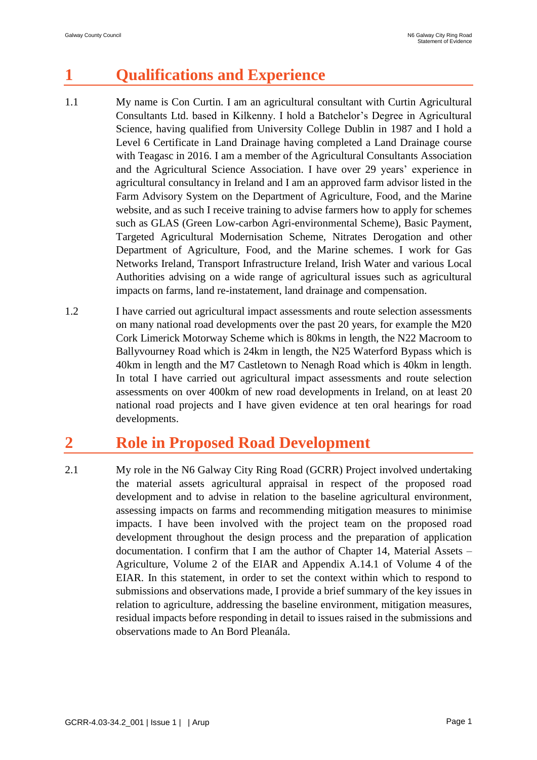# 1 Qualifications and Experience

1.1 My name is Con Curtin. I am an agricultural consultant with Curtin Agricultural Consultants Ltd. based in Kilkenny. I hold a Batchelor's Degree in Agricultural Science, having qualified from University College Dublin in 1987 and I hold a Level 6 Certificate in Land Drainage having completed a Land Drainage course with Teagasc in 2016. I am a member of the Agricultural Consultants Association and the Agricultural Science Association. I have over 29 years' experience in agricultural consultancy in Ireland and I am an approved farm advisor listed in the Farm Advisory System on the Department of Agriculture, Food, and the Marine website, and as such I receive training to advise farmers how to apply for schemes such as GLAS (Green Low-carbon Agri-environmental Scheme), Basic Payment, Targeted Agricultural Modernisation Scheme, Nitrates Derogation and other Department of Agriculture, Food, and the Marine schemes. I work for Gas Networks Ireland, Transport Infrastructure Ireland, Irish Water and various Local Authorities advising on a wide range of agricultural issues such as agricultural impacts on farms, land re-instatement, land drainage and compensation.

1.2 I have carried out agricultural impact assessments and route selection assessments on many national road developments over the past 20 years, for example the M20 Cork Limerick Motorway Scheme which is 80kms in length, the N22 Macroom to Ballyvourney Road which is 24km in length, the N25 Waterford Bypass which is 40km in length and the M7 Castletown to Nenagh Road which is 40km in length. In total I have carried out agricultural impact assessments and route selection assessments on over 400km of new road developments in Ireland, on at least 20 national road projects and I have given evidence at ten oral hearings for road developments.

# 2 Role in Proposed Road Development

2.1 My role in the N6 Galway City Ring Road (GCRR) Project involved undertaking the material assets agricultural appraisal in respect of the proposed road development and to advise in relation to the baseline agricultural environment, assessing impacts on farms and recommending mitigation measures to minimise impacts. I have been involved with the project team on the proposed road development throughout the design process and the preparation of application documentation. I confirm that I am the author of Chapter 14, Material Assets – Agriculture, Volume 2 of the EIAR and Appendix A.14.1 of Volume 4 of the EIAR. In this statement, in order to set the context within which to respond to submissions and observations made, I provide a brief summary of the key issues in relation to agriculture, addressing the baseline environment, mitigation measures, residual impacts before responding in detail to issues raised in the submissions and observations made to An Bord Pleanála.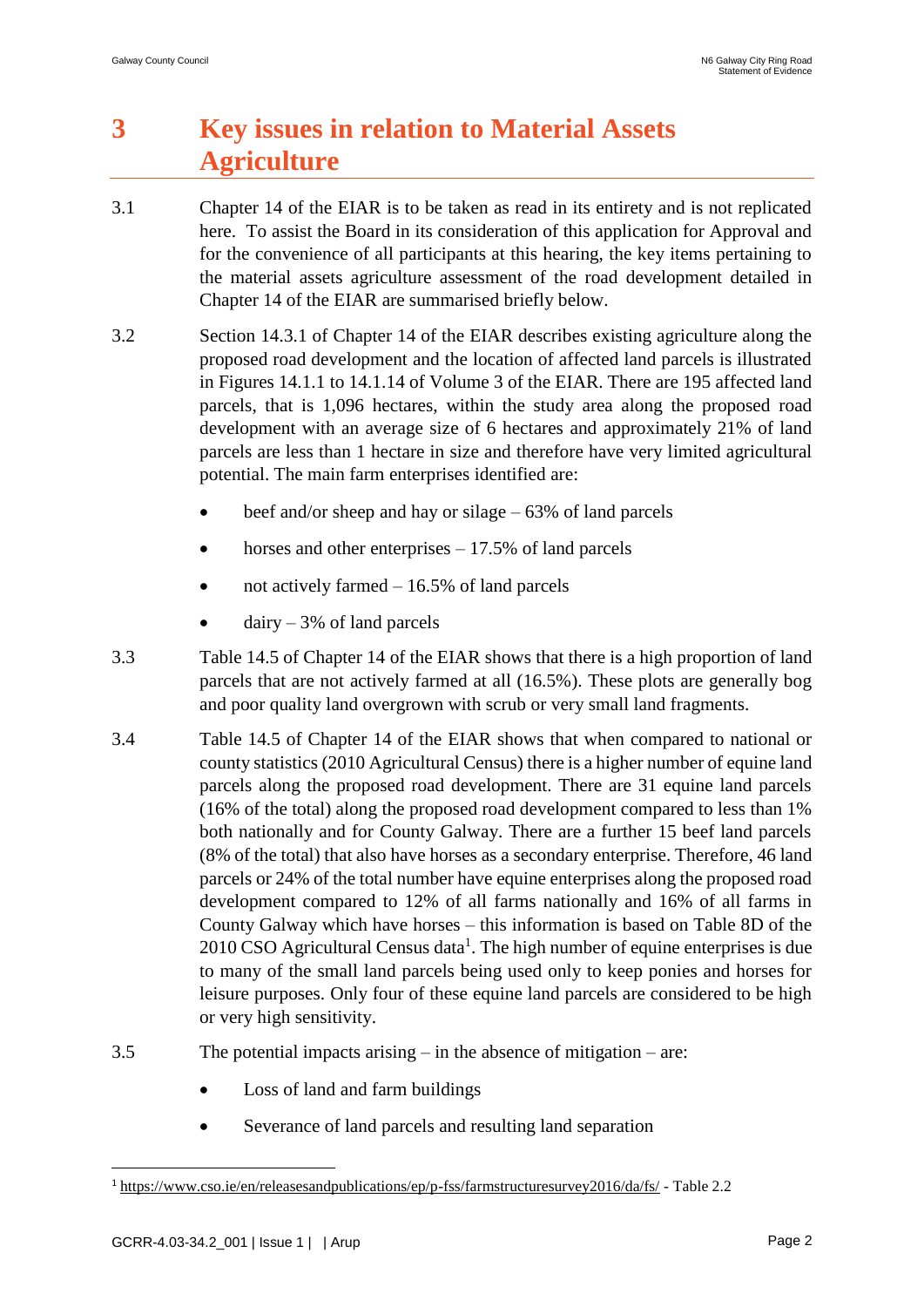# 3 Key issues in relation to Material Assets Agriculture

3.1 Chapter 14 of the EIAR is to be taken as read in its entirety and is not replicated here. To assist the Board in its consideration of this application for Approval and for the convenience of all participants at this hearing, the key items pertaining to the material assets agriculture assessment of the road development detailed in Chapter 14 of the EIAR are summarised briefly below.

3.2 Section 14.3.1 of Chapter 14 of the EIAR describes existing agriculture along the proposed road development and the location of affected land parcels is illustrated in Figures 14.1.1 to 14.1.14 of Volume 3 of the EIAR. There are 195 affected land parcels, that is 1,096 hectares, within the study area along the proposed road development with an average size of 6 hectares and approximately 21% of land parcels are less than 1 hectare in size and therefore have very limited agricultural potential. The main farm enterprises identified are:

- beef and/or sheep and hay or silage – 63% of land parcels
- horses and other enterprises – 17.5% of land parcels
- not actively farmed – 16.5% of land parcels
- dairy – 3% of land parcels

3.3 Table 14.5 of Chapter 14 of the EIAR shows that there is a high proportion of land parcels that are not actively farmed at all (16.5%). These plots are generally bog and poor quality land overgrown with scrub or very small land fragments.

3.4 Table 14.5 of Chapter 14 of the EIAR shows that when compared to national or county statistics (2010 Agricultural Census) there is a higher number of equine land parcels along the proposed road development. There are 31 equine land parcels (16% of the total) along the proposed road development compared to less than 1% both nationally and for County Galway. There are a further 15 beef land parcels (8% of the total) that also have horses as a secondary enterprise. Therefore, 46 land parcels or 24% of the total number have equine enterprises along the proposed road development compared to 12% of all farms nationally and 16% of all farms in County Galway which have horses – this information is based on Table 8D of the 2010 CSO Agricultural Census data[1]. The high number of equine enterprises is due to many of the small land parcels being used only to keep ponies and horses for leisure purposes. Only four of these equine land parcels are considered to be high or very high sensitivity.

3.5 The potential impacts arising – in the absence of mitigation – are:

- Loss of land and farm buildings
- Severance of land parcels and resulting land separation

[1] https://www.cso.ie/en/releasesandpublications/ep/p-fss/farmstructuresurvey2016/da/fs/ - Table 2.2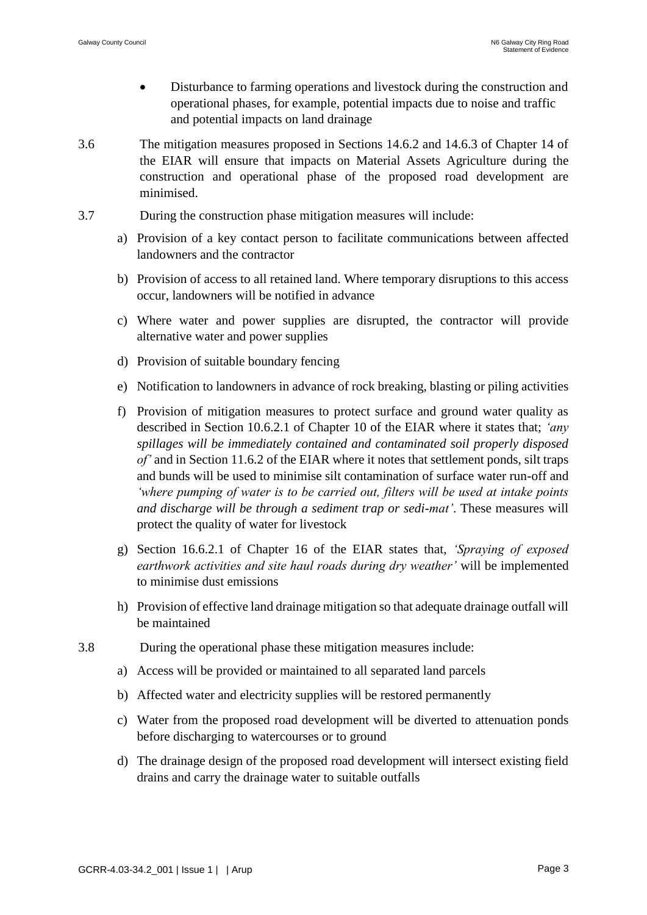- Disturbance to farming operations and livestock during the construction and operational phases, for example, potential impacts due to noise and traffic and potential impacts on land drainage

3.6 The mitigation measures proposed in Sections 14.6.2 and 14.6.3 of Chapter 14 of the EIAR will ensure that impacts on Material Assets Agriculture during the construction and operational phase of the proposed road development are minimised.

3.7 During the construction phase mitigation measures will include:

a) Provision of a key contact person to facilitate communications between affected landowners and the contractor

b) Provision of access to all retained land. Where temporary disruptions to this access occur, landowners will be notified in advance

c) Where water and power supplies are disrupted, the contractor will provide alternative water and power supplies

d) Provision of suitable boundary fencing

e) Notification to landowners in advance of rock breaking, blasting or piling activities

f) Provision of mitigation measures to protect surface and ground water quality as described in Section 10.6.2.1 of Chapter 10 of the EIAR where it states that; *'any spillages will be immediately contained and contaminated soil properly disposed of'* and in Section 11.6.2 of the EIAR where it notes that settlement ponds, silt traps and bunds will be used to minimise silt contamination of surface water run-off and *'where pumping of water is to be carried out, filters will be used at intake points and discharge will be through a sediment trap or sedi-mat'*. These measures will protect the quality of water for livestock

g) Section 16.6.2.1 of Chapter 16 of the EIAR states that, *'Spraying of exposed earthwork activities and site haul roads during dry weather'* will be implemented to minimise dust emissions

h) Provision of effective land drainage mitigation so that adequate drainage outfall will be maintained

3.8 During the operational phase these mitigation measures include:

a) Access will be provided or maintained to all separated land parcels

b) Affected water and electricity supplies will be restored permanently

c) Water from the proposed road development will be diverted to attenuation ponds before discharging to watercourses or to ground

d) The drainage design of the proposed road development will intersect existing field drains and carry the drainage water to suitable outfalls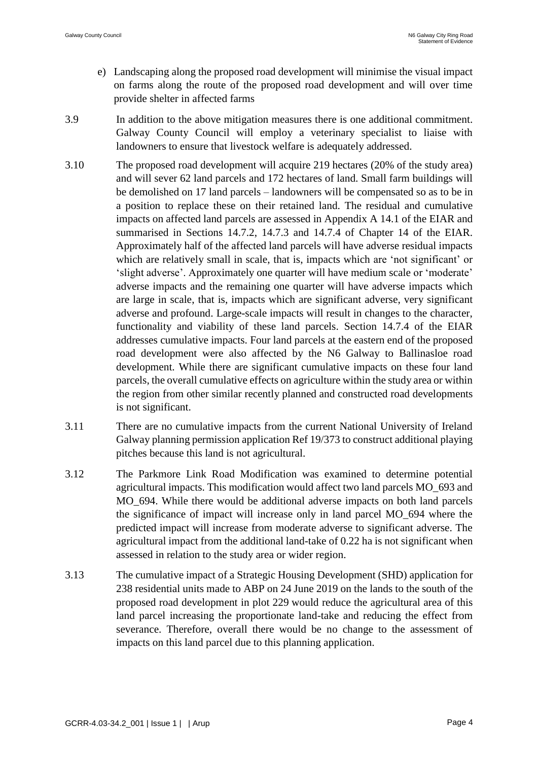e) Landscaping along the proposed road development will minimise the visual impact on farms along the route of the proposed road development and will over time provide shelter in affected farms

3.9 In addition to the above mitigation measures there is one additional commitment. Galway County Council will employ a veterinary specialist to liaise with landowners to ensure that livestock welfare is adequately addressed.

3.10 The proposed road development will acquire 219 hectares (20% of the study area) and will sever 62 land parcels and 172 hectares of land. Small farm buildings will be demolished on 17 land parcels – landowners will be compensated so as to be in a position to replace these on their retained land. The residual and cumulative impacts on affected land parcels are assessed in Appendix A 14.1 of the EIAR and summarised in Sections 14.7.2, 14.7.3 and 14.7.4 of Chapter 14 of the EIAR. Approximately half of the affected land parcels will have adverse residual impacts which are relatively small in scale, that is, impacts which are 'not significant' or 'slight adverse'. Approximately one quarter will have medium scale or 'moderate' adverse impacts and the remaining one quarter will have adverse impacts which are large in scale, that is, impacts which are significant adverse, very significant adverse and profound. Large-scale impacts will result in changes to the character, functionality and viability of these land parcels. Section 14.7.4 of the EIAR addresses cumulative impacts. Four land parcels at the eastern end of the proposed road development were also affected by the N6 Galway to Ballinasloe road development. While there are significant cumulative impacts on these four land parcels, the overall cumulative effects on agriculture within the study area or within the region from other similar recently planned and constructed road developments is not significant.

3.11 There are no cumulative impacts from the current National University of Ireland Galway planning permission application Ref 19/373 to construct additional playing pitches because this land is not agricultural.

3.12 The Parkmore Link Road Modification was examined to determine potential agricultural impacts. This modification would affect two land parcels MO_693 and MO_694. While there would be additional adverse impacts on both land parcels the significance of impact will increase only in land parcel MO_694 where the predicted impact will increase from moderate adverse to significant adverse. The agricultural impact from the additional land-take of 0.22 ha is not significant when assessed in relation to the study area or wider region.

3.13 The cumulative impact of a Strategic Housing Development (SHD) application for 238 residential units made to ABP on 24 June 2019 on the lands to the south of the proposed road development in plot 229 would reduce the agricultural area of this land parcel increasing the proportionate land-take and reducing the effect from severance. Therefore, overall there would be no change to the assessment of impacts on this land parcel due to this planning application.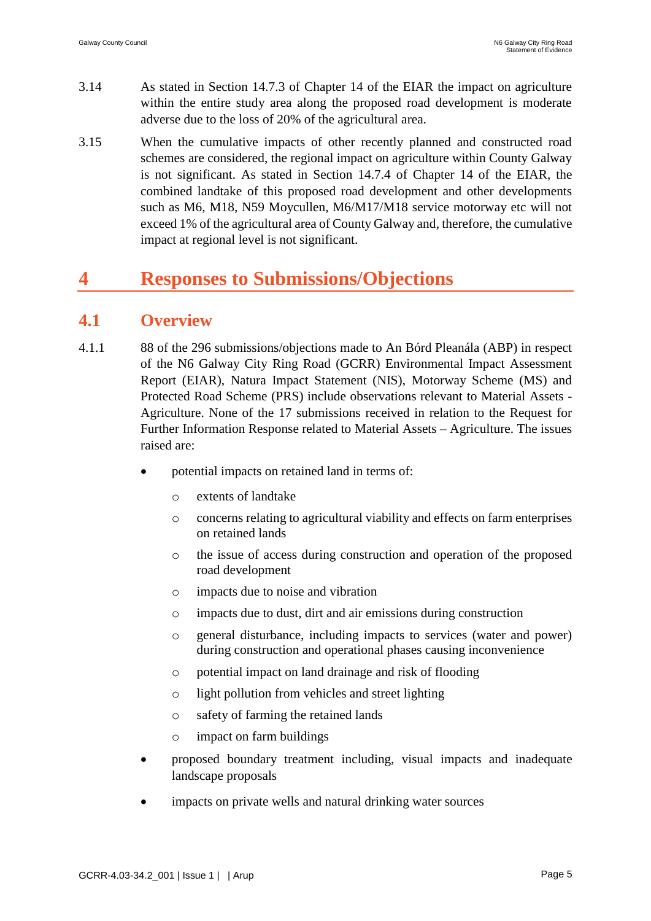3.14 As stated in Section 14.7.3 of Chapter 14 of the EIAR the impact on agriculture within the entire study area along the proposed road development is moderate adverse due to the loss of 20% of the agricultural area.

3.15 When the cumulative impacts of other recently planned and constructed road schemes are considered, the regional impact on agriculture within County Galway is not significant. As stated in Section 14.7.4 of Chapter 14 of the EIAR, the combined landtake of this proposed road development and other developments such as M6, M18, N59 Moycullen, M6/M17/M18 service motorway etc will not exceed 1% of the agricultural area of County Galway and, therefore, the cumulative impact at regional level is not significant.

# 4 Responses to Submissions/Objections

## 4.1 Overview

4.1.1 88 of the 296 submissions/objections made to An Bórd Pleanála (ABP) in respect of the N6 Galway City Ring Road (GCRR) Environmental Impact Assessment Report (EIAR), Natura Impact Statement (NIS), Motorway Scheme (MS) and Protected Road Scheme (PRS) include observations relevant to Material Assets - Agriculture. None of the 17 submissions received in relation to the Request for Further Information Response related to Material Assets – Agriculture. The issues raised are:

- potential impacts on retained land in terms of:
  - extents of landtake
  - concerns relating to agricultural viability and effects on farm enterprises on retained lands
  - the issue of access during construction and operation of the proposed road development
  - impacts due to noise and vibration
  - impacts due to dust, dirt and air emissions during construction
  - general disturbance, including impacts to services (water and power) during construction and operational phases causing inconvenience
  - potential impact on land drainage and risk of flooding
  - light pollution from vehicles and street lighting
  - safety of farming the retained lands
  - impact on farm buildings
- proposed boundary treatment including, visual impacts and inadequate landscape proposals
- impacts on private wells and natural drinking water sources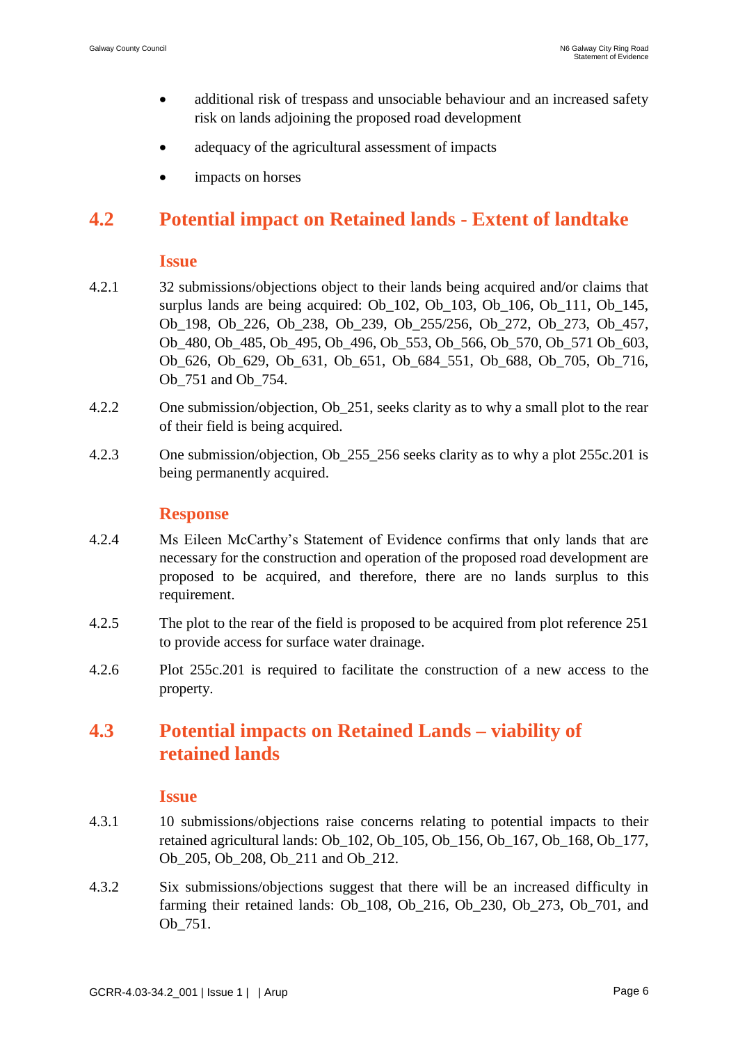- additional risk of trespass and unsociable behaviour and an increased safety risk on lands adjoining the proposed road development
- adequacy of the agricultural assessment of impacts
- impacts on horses

## 4.2 Potential impact on Retained lands - Extent of landtake

### Issue

4.2.1 32 submissions/objections object to their lands being acquired and/or claims that surplus lands are being acquired: Ob_102, Ob_103, Ob_106, Ob_111, Ob_145, Ob_198, Ob_226, Ob_238, Ob_239, Ob_255/256, Ob_272, Ob_273, Ob_457, Ob_480, Ob_485, Ob_495, Ob_496, Ob_553, Ob_566, Ob_570, Ob_571 Ob_603, Ob_626, Ob_629, Ob_631, Ob_651, Ob_684_551, Ob_688, Ob_705, Ob_716, Ob_751 and Ob_754.

4.2.2 One submission/objection, Ob_251, seeks clarity as to why a small plot to the rear of their field is being acquired.

4.2.3 One submission/objection, Ob_255_256 seeks clarity as to why a plot 255c.201 is being permanently acquired.

### Response

4.2.4 Ms Eileen McCarthy's Statement of Evidence confirms that only lands that are necessary for the construction and operation of the proposed road development are proposed to be acquired, and therefore, there are no lands surplus to this requirement.

4.2.5 The plot to the rear of the field is proposed to be acquired from plot reference 251 to provide access for surface water drainage.

4.2.6 Plot 255c.201 is required to facilitate the construction of a new access to the property.

## 4.3 Potential impacts on Retained Lands – viability of retained lands

### Issue

4.3.1 10 submissions/objections raise concerns relating to potential impacts to their retained agricultural lands: Ob_102, Ob_105, Ob_156, Ob_167, Ob_168, Ob_177, Ob_205, Ob_208, Ob_211 and Ob_212.

4.3.2 Six submissions/objections suggest that there will be an increased difficulty in farming their retained lands: Ob_108, Ob_216, Ob_230, Ob_273, Ob_701, and Ob_751.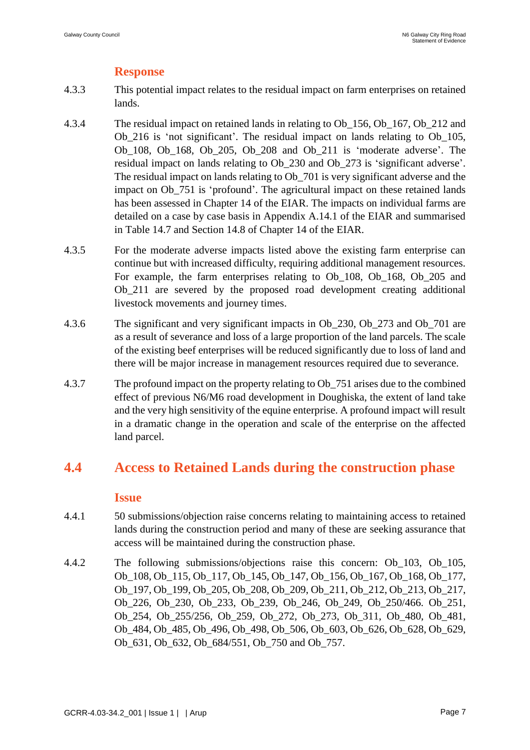### Response

4.3.3 This potential impact relates to the residual impact on farm enterprises on retained lands.

4.3.4 The residual impact on retained lands in relating to Ob_156, Ob_167, Ob_212 and Ob_216 is 'not significant'. The residual impact on lands relating to Ob_105, Ob_108, Ob_168, Ob_205, Ob_208 and Ob_211 is 'moderate adverse'. The residual impact on lands relating to Ob_230 and Ob_273 is 'significant adverse'. The residual impact on lands relating to Ob_701 is very significant adverse and the impact on Ob_751 is 'profound'. The agricultural impact on these retained lands has been assessed in Chapter 14 of the EIAR. The impacts on individual farms are detailed on a case by case basis in Appendix A.14.1 of the EIAR and summarised in Table 14.7 and Section 14.8 of Chapter 14 of the EIAR.

4.3.5 For the moderate adverse impacts listed above the existing farm enterprise can continue but with increased difficulty, requiring additional management resources. For example, the farm enterprises relating to Ob_108, Ob_168, Ob_205 and Ob_211 are severed by the proposed road development creating additional livestock movements and journey times.

4.3.6 The significant and very significant impacts in Ob_230, Ob_273 and Ob_701 are as a result of severance and loss of a large proportion of the land parcels. The scale of the existing beef enterprises will be reduced significantly due to loss of land and there will be major increase in management resources required due to severance.

4.3.7 The profound impact on the property relating to Ob_751 arises due to the combined effect of previous N6/M6 road development in Doughiska, the extent of land take and the very high sensitivity of the equine enterprise. A profound impact will result in a dramatic change in the operation and scale of the enterprise on the affected land parcel.

## 4.4 Access to Retained Lands during the construction phase

### Issue

4.4.1 50 submissions/objection raise concerns relating to maintaining access to retained lands during the construction period and many of these are seeking assurance that access will be maintained during the construction phase.

4.4.2 The following submissions/objections raise this concern: Ob_103, Ob_105, Ob_108, Ob_115, Ob_117, Ob_145, Ob_147, Ob_156, Ob_167, Ob_168, Ob_177, Ob_197, Ob_199, Ob_205, Ob_208, Ob_209, Ob_211, Ob_212, Ob_213, Ob_217, Ob_226, Ob_230, Ob_233, Ob_239, Ob_246, Ob_249, Ob_250/466. Ob_251, Ob_254, Ob_255/256, Ob_259, Ob_272, Ob_273, Ob_311, Ob_480, Ob_481, Ob_484, Ob_485, Ob_496, Ob_498, Ob_506, Ob_603, Ob_626, Ob_628, Ob_629, Ob_631, Ob_632, Ob_684/551, Ob_750 and Ob_757.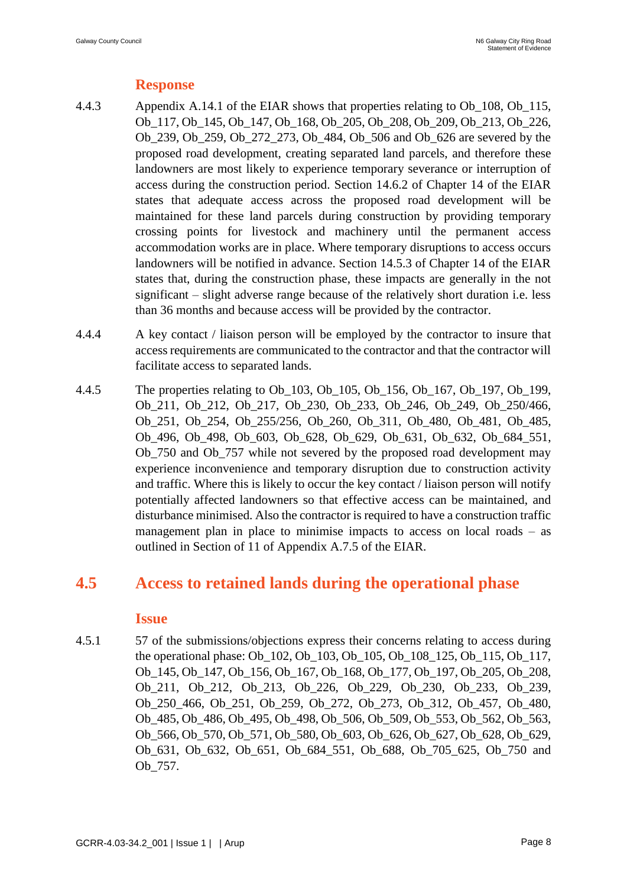### Response

4.4.3 Appendix A.14.1 of the EIAR shows that properties relating to Ob_108, Ob_115, Ob_117, Ob_145, Ob_147, Ob_168, Ob_205, Ob_208, Ob_209, Ob_213, Ob_226, Ob_239, Ob_259, Ob_272_273, Ob_484, Ob_506 and Ob_626 are severed by the proposed road development, creating separated land parcels, and therefore these landowners are most likely to experience temporary severance or interruption of access during the construction period. Section 14.6.2 of Chapter 14 of the EIAR states that adequate access across the proposed road development will be maintained for these land parcels during construction by providing temporary crossing points for livestock and machinery until the permanent access accommodation works are in place. Where temporary disruptions to access occurs landowners will be notified in advance. Section 14.5.3 of Chapter 14 of the EIAR states that, during the construction phase, these impacts are generally in the not significant – slight adverse range because of the relatively short duration i.e. less than 36 months and because access will be provided by the contractor.

4.4.4 A key contact / liaison person will be employed by the contractor to insure that access requirements are communicated to the contractor and that the contractor will facilitate access to separated lands.

4.4.5 The properties relating to Ob_103, Ob_105, Ob_156, Ob_167, Ob_197, Ob_199, Ob_211, Ob_212, Ob_217, Ob_230, Ob_233, Ob_246, Ob_249, Ob_250/466, Ob_251, Ob_254, Ob_255/256, Ob_260, Ob_311, Ob_480, Ob_481, Ob_485, Ob_496, Ob_498, Ob_603, Ob_628, Ob_629, Ob_631, Ob_632, Ob_684_551, Ob_750 and Ob_757 while not severed by the proposed road development may experience inconvenience and temporary disruption due to construction activity and traffic. Where this is likely to occur the key contact / liaison person will notify potentially affected landowners so that effective access can be maintained, and disturbance minimised. Also the contractor is required to have a construction traffic management plan in place to minimise impacts to access on local roads – as outlined in Section of 11 of Appendix A.7.5 of the EIAR.

## 4.5 Access to retained lands during the operational phase

### Issue

4.5.1 57 of the submissions/objections express their concerns relating to access during the operational phase: Ob_102, Ob_103, Ob_105, Ob_108_125, Ob_115, Ob_117, Ob_145, Ob_147, Ob_156, Ob_167, Ob_168, Ob_177, Ob_197, Ob_205, Ob_208, Ob_211, Ob_212, Ob_213, Ob_226, Ob_229, Ob_230, Ob_233, Ob_239, Ob_250_466, Ob_251, Ob_259, Ob_272, Ob_273, Ob_312, Ob_457, Ob_480, Ob_485, Ob_486, Ob_495, Ob_498, Ob_506, Ob_509, Ob_553, Ob_562, Ob_563, Ob_566, Ob_570, Ob_571, Ob_580, Ob_603, Ob_626, Ob_627, Ob_628, Ob_629, Ob_631, Ob_632, Ob_651, Ob_684_551, Ob_688, Ob_705_625, Ob_750 and Ob_757.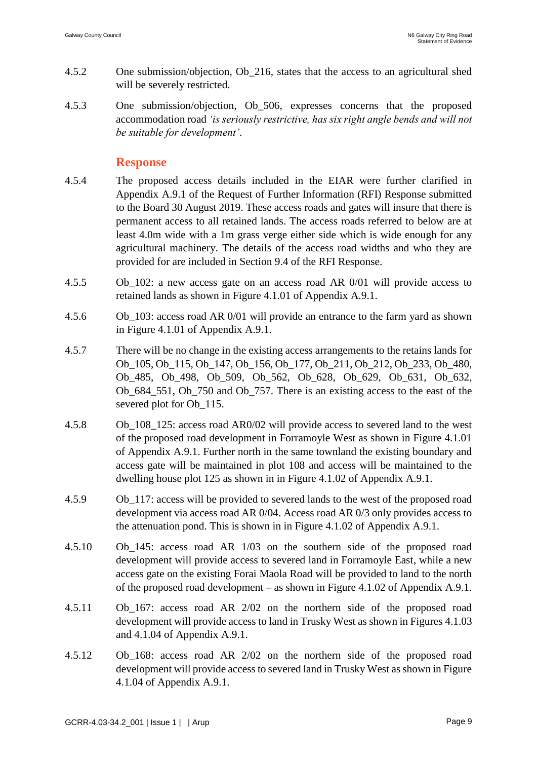4.5.2 One submission/objection, Ob_216, states that the access to an agricultural shed will be severely restricted.

4.5.3 One submission/objection, Ob_506, expresses concerns that the proposed accommodation road *'is seriously restrictive, has six right angle bends and will not be suitable for development'*.

### Response

4.5.4 The proposed access details included in the EIAR were further clarified in Appendix A.9.1 of the Request of Further Information (RFI) Response submitted to the Board 30 August 2019. These access roads and gates will insure that there is permanent access to all retained lands. The access roads referred to below are at least 4.0m wide with a 1m grass verge either side which is wide enough for any agricultural machinery. The details of the access road widths and who they are provided for are included in Section 9.4 of the RFI Response.

4.5.5 Ob_102: a new access gate on an access road AR 0/01 will provide access to retained lands as shown in Figure 4.1.01 of Appendix A.9.1.

4.5.6 Ob_103: access road AR 0/01 will provide an entrance to the farm yard as shown in Figure 4.1.01 of Appendix A.9.1.

4.5.7 There will be no change in the existing access arrangements to the retains lands for Ob_105, Ob_115, Ob_147, Ob_156, Ob_177, Ob_211, Ob_212, Ob_233, Ob_480, Ob_485, Ob_498, Ob_509, Ob_562, Ob_628, Ob_629, Ob_631, Ob_632, Ob_684_551, Ob_750 and Ob_757. There is an existing access to the east of the severed plot for Ob_115.

4.5.8 Ob_108_125: access road AR0/02 will provide access to severed land to the west of the proposed road development in Forramoyle West as shown in Figure 4.1.01 of Appendix A.9.1. Further north in the same townland the existing boundary and access gate will be maintained in plot 108 and access will be maintained to the dwelling house plot 125 as shown in in Figure 4.1.02 of Appendix A.9.1.

4.5.9 Ob_117: access will be provided to severed lands to the west of the proposed road development via access road AR 0/04. Access road AR 0/3 only provides access to the attenuation pond. This is shown in in Figure 4.1.02 of Appendix A.9.1.

4.5.10 Ob_145: access road AR 1/03 on the southern side of the proposed road development will provide access to severed land in Forramoyle East, while a new access gate on the existing Forai Maola Road will be provided to land to the north of the proposed road development – as shown in Figure 4.1.02 of Appendix A.9.1.

4.5.11 Ob_167: access road AR 2/02 on the northern side of the proposed road development will provide access to land in Trusky West as shown in Figures 4.1.03 and 4.1.04 of Appendix A.9.1.

4.5.12 Ob_168: access road AR 2/02 on the northern side of the proposed road development will provide access to severed land in Trusky West as shown in Figure 4.1.04 of Appendix A.9.1.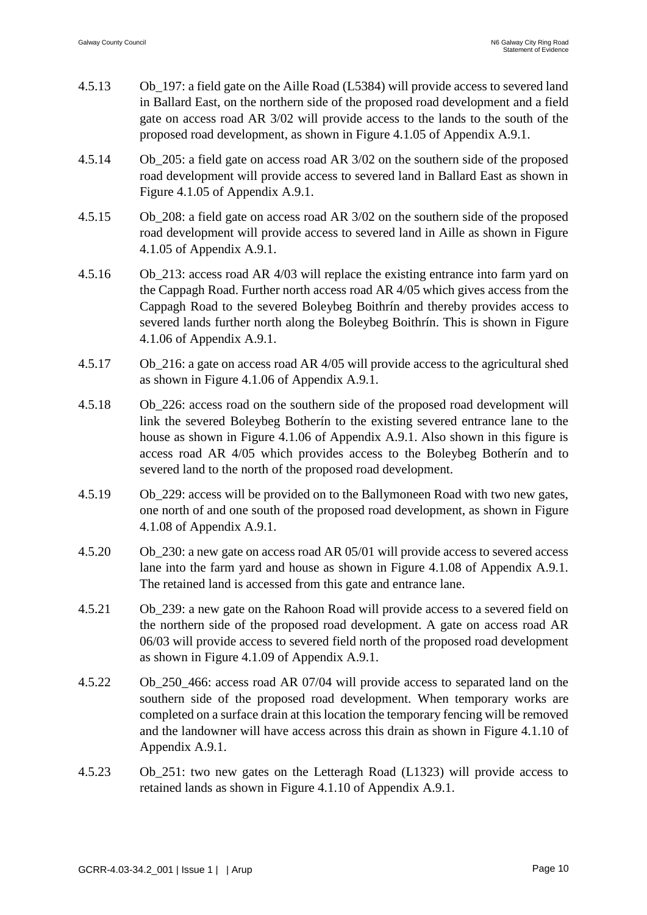4.5.13 Ob_197: a field gate on the Aille Road (L5384) will provide access to severed land in Ballard East, on the northern side of the proposed road development and a field gate on access road AR 3/02 will provide access to the lands to the south of the proposed road development, as shown in Figure 4.1.05 of Appendix A.9.1.

4.5.14 Ob_205: a field gate on access road AR 3/02 on the southern side of the proposed road development will provide access to severed land in Ballard East as shown in Figure 4.1.05 of Appendix A.9.1.

4.5.15 Ob_208: a field gate on access road AR 3/02 on the southern side of the proposed road development will provide access to severed land in Aille as shown in Figure 4.1.05 of Appendix A.9.1.

4.5.16 Ob_213: access road AR 4/03 will replace the existing entrance into farm yard on the Cappagh Road. Further north access road AR 4/05 which gives access from the Cappagh Road to the severed Boleybeg Boithrín and thereby provides access to severed lands further north along the Boleybeg Boithrín. This is shown in Figure 4.1.06 of Appendix A.9.1.

4.5.17 Ob_216: a gate on access road AR 4/05 will provide access to the agricultural shed as shown in Figure 4.1.06 of Appendix A.9.1.

4.5.18 Ob_226: access road on the southern side of the proposed road development will link the severed Boleybeg Botherín to the existing severed entrance lane to the house as shown in Figure 4.1.06 of Appendix A.9.1. Also shown in this figure is access road AR 4/05 which provides access to the Boleybeg Botherín and to severed land to the north of the proposed road development.

4.5.19 Ob_229: access will be provided on to the Ballymoneen Road with two new gates, one north of and one south of the proposed road development, as shown in Figure 4.1.08 of Appendix A.9.1.

4.5.20 Ob_230: a new gate on access road AR 05/01 will provide access to severed access lane into the farm yard and house as shown in Figure 4.1.08 of Appendix A.9.1. The retained land is accessed from this gate and entrance lane.

4.5.21 Ob_239: a new gate on the Rahoon Road will provide access to a severed field on the northern side of the proposed road development. A gate on access road AR 06/03 will provide access to severed field north of the proposed road development as shown in Figure 4.1.09 of Appendix A.9.1.

4.5.22 Ob_250_466: access road AR 07/04 will provide access to separated land on the southern side of the proposed road development. When temporary works are completed on a surface drain at this location the temporary fencing will be removed and the landowner will have access across this drain as shown in Figure 4.1.10 of Appendix A.9.1.

4.5.23 Ob_251: two new gates on the Letteragh Road (L1323) will provide access to retained lands as shown in Figure 4.1.10 of Appendix A.9.1.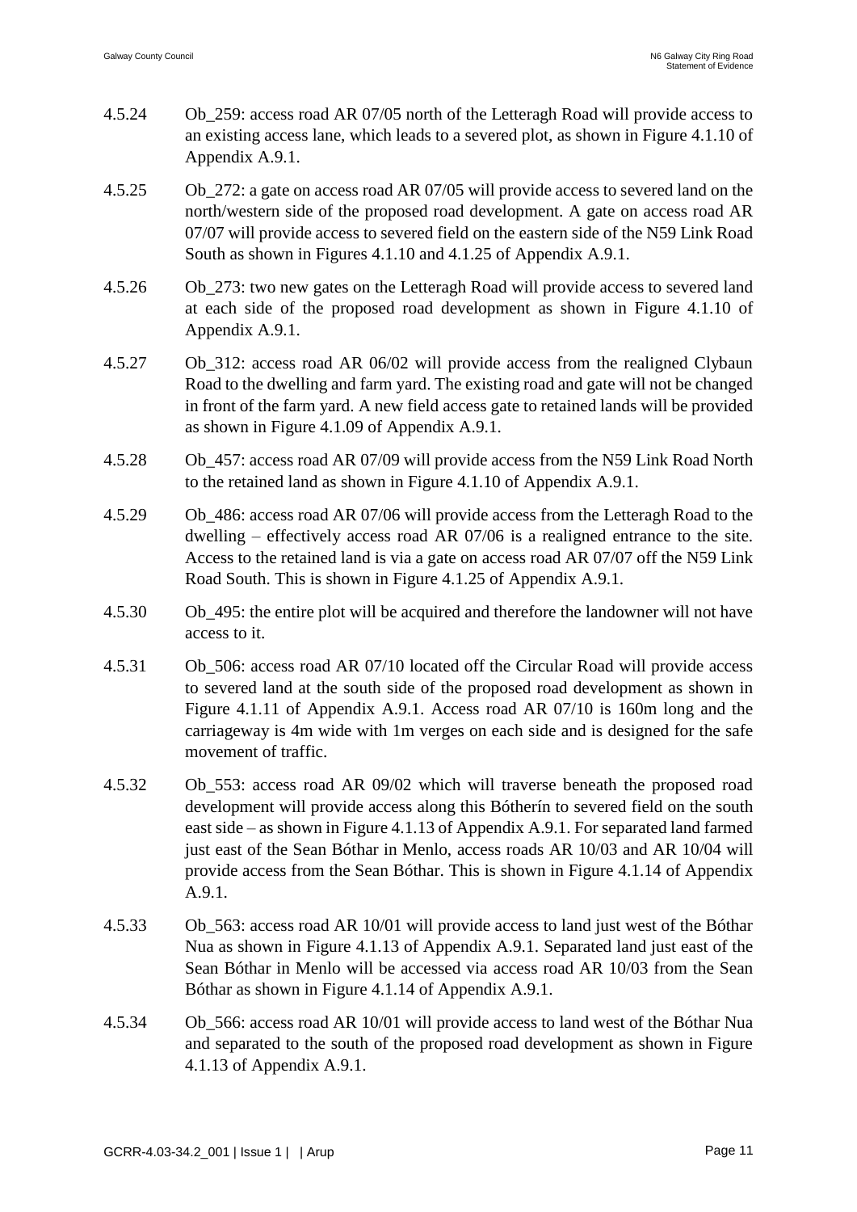4.5.24 Ob_259: access road AR 07/05 north of the Letteragh Road will provide access to an existing access lane, which leads to a severed plot, as shown in Figure 4.1.10 of Appendix A.9.1.

4.5.25 Ob_272: a gate on access road AR 07/05 will provide access to severed land on the north/western side of the proposed road development. A gate on access road AR 07/07 will provide access to severed field on the eastern side of the N59 Link Road South as shown in Figures 4.1.10 and 4.1.25 of Appendix A.9.1.

4.5.26 Ob_273: two new gates on the Letteragh Road will provide access to severed land at each side of the proposed road development as shown in Figure 4.1.10 of Appendix A.9.1.

4.5.27 Ob_312: access road AR 06/02 will provide access from the realigned Clybaun Road to the dwelling and farm yard. The existing road and gate will not be changed in front of the farm yard. A new field access gate to retained lands will be provided as shown in Figure 4.1.09 of Appendix A.9.1.

4.5.28 Ob_457: access road AR 07/09 will provide access from the N59 Link Road North to the retained land as shown in Figure 4.1.10 of Appendix A.9.1.

4.5.29 Ob_486: access road AR 07/06 will provide access from the Letteragh Road to the dwelling – effectively access road AR 07/06 is a realigned entrance to the site. Access to the retained land is via a gate on access road AR 07/07 off the N59 Link Road South. This is shown in Figure 4.1.25 of Appendix A.9.1.

4.5.30 Ob_495: the entire plot will be acquired and therefore the landowner will not have access to it.

4.5.31 Ob_506: access road AR 07/10 located off the Circular Road will provide access to severed land at the south side of the proposed road development as shown in Figure 4.1.11 of Appendix A.9.1. Access road AR 07/10 is 160m long and the carriageway is 4m wide with 1m verges on each side and is designed for the safe movement of traffic.

4.5.32 Ob_553: access road AR 09/02 which will traverse beneath the proposed road development will provide access along this Bótherín to severed field on the south east side – as shown in Figure 4.1.13 of Appendix A.9.1. For separated land farmed just east of the Sean Bóthar in Menlo, access roads AR 10/03 and AR 10/04 will provide access from the Sean Bóthar. This is shown in Figure 4.1.14 of Appendix A.9.1.

4.5.33 Ob_563: access road AR 10/01 will provide access to land just west of the Bóthar Nua as shown in Figure 4.1.13 of Appendix A.9.1. Separated land just east of the Sean Bóthar in Menlo will be accessed via access road AR 10/03 from the Sean Bóthar as shown in Figure 4.1.14 of Appendix A.9.1.

4.5.34 Ob_566: access road AR 10/01 will provide access to land west of the Bóthar Nua and separated to the south of the proposed road development as shown in Figure 4.1.13 of Appendix A.9.1.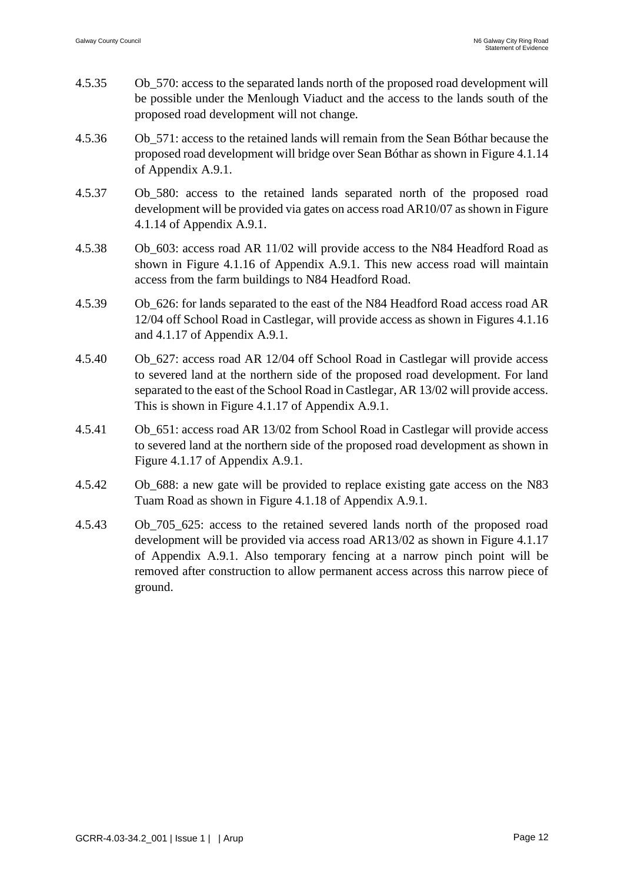4.5.35 Ob_570: access to the separated lands north of the proposed road development will be possible under the Menlough Viaduct and the access to the lands south of the proposed road development will not change.

4.5.36 Ob_571: access to the retained lands will remain from the Sean Bóthar because the proposed road development will bridge over Sean Bóthar as shown in Figure 4.1.14 of Appendix A.9.1.

4.5.37 Ob_580: access to the retained lands separated north of the proposed road development will be provided via gates on access road AR10/07 as shown in Figure 4.1.14 of Appendix A.9.1.

4.5.38 Ob_603: access road AR 11/02 will provide access to the N84 Headford Road as shown in Figure 4.1.16 of Appendix A.9.1. This new access road will maintain access from the farm buildings to N84 Headford Road.

4.5.39 Ob_626: for lands separated to the east of the N84 Headford Road access road AR 12/04 off School Road in Castlegar, will provide access as shown in Figures 4.1.16 and 4.1.17 of Appendix A.9.1.

4.5.40 Ob_627: access road AR 12/04 off School Road in Castlegar will provide access to severed land at the northern side of the proposed road development. For land separated to the east of the School Road in Castlegar, AR 13/02 will provide access. This is shown in Figure 4.1.17 of Appendix A.9.1.

4.5.41 Ob_651: access road AR 13/02 from School Road in Castlegar will provide access to severed land at the northern side of the proposed road development as shown in Figure 4.1.17 of Appendix A.9.1.

4.5.42 Ob_688: a new gate will be provided to replace existing gate access on the N83 Tuam Road as shown in Figure 4.1.18 of Appendix A.9.1.

4.5.43 Ob_705_625: access to the retained severed lands north of the proposed road development will be provided via access road AR13/02 as shown in Figure 4.1.17 of Appendix A.9.1. Also temporary fencing at a narrow pinch point will be removed after construction to allow permanent access across this narrow piece of ground.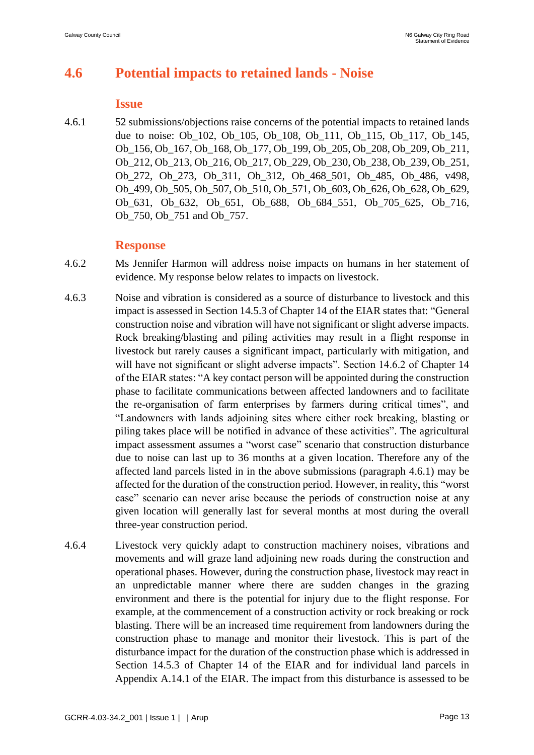## 4.6 Potential impacts to retained lands - Noise

### Issue

4.6.1 52 submissions/objections raise concerns of the potential impacts to retained lands due to noise: Ob_102, Ob_105, Ob_108, Ob_111, Ob_115, Ob_117, Ob_145, Ob_156, Ob_167, Ob_168, Ob_177, Ob_199, Ob_205, Ob_208, Ob_209, Ob_211, Ob_212, Ob_213, Ob_216, Ob_217, Ob_229, Ob_230, Ob_238, Ob_239, Ob_251, Ob_272, Ob_273, Ob_311, Ob_312, Ob_468_501, Ob_485, Ob_486, v498, Ob_499, Ob_505, Ob_507, Ob_510, Ob_571, Ob_603, Ob_626, Ob_628, Ob_629, Ob_631, Ob_632, Ob_651, Ob_688, Ob_684_551, Ob_705_625, Ob_716, Ob_750, Ob_751 and Ob_757.

### Response

4.6.2 Ms Jennifer Harmon will address noise impacts on humans in her statement of evidence. My response below relates to impacts on livestock.

4.6.3 Noise and vibration is considered as a source of disturbance to livestock and this impact is assessed in Section 14.5.3 of Chapter 14 of the EIAR states that: "General construction noise and vibration will have not significant or slight adverse impacts. Rock breaking/blasting and piling activities may result in a flight response in livestock but rarely causes a significant impact, particularly with mitigation, and will have not significant or slight adverse impacts". Section 14.6.2 of Chapter 14 of the EIAR states: "A key contact person will be appointed during the construction phase to facilitate communications between affected landowners and to facilitate the re-organisation of farm enterprises by farmers during critical times", and "Landowners with lands adjoining sites where either rock breaking, blasting or piling takes place will be notified in advance of these activities". The agricultural impact assessment assumes a "worst case" scenario that construction disturbance due to noise can last up to 36 months at a given location. Therefore any of the affected land parcels listed in in the above submissions (paragraph 4.6.1) may be affected for the duration of the construction period. However, in reality, this "worst case" scenario can never arise because the periods of construction noise at any given location will generally last for several months at most during the overall three-year construction period.

4.6.4 Livestock very quickly adapt to construction machinery noises, vibrations and movements and will graze land adjoining new roads during the construction and operational phases. However, during the construction phase, livestock may react in an unpredictable manner where there are sudden changes in the grazing environment and there is the potential for injury due to the flight response. For example, at the commencement of a construction activity or rock breaking or rock blasting. There will be an increased time requirement from landowners during the construction phase to manage and monitor their livestock. This is part of the disturbance impact for the duration of the construction phase which is addressed in Section 14.5.3 of Chapter 14 of the EIAR and for individual land parcels in Appendix A.14.1 of the EIAR. The impact from this disturbance is assessed to be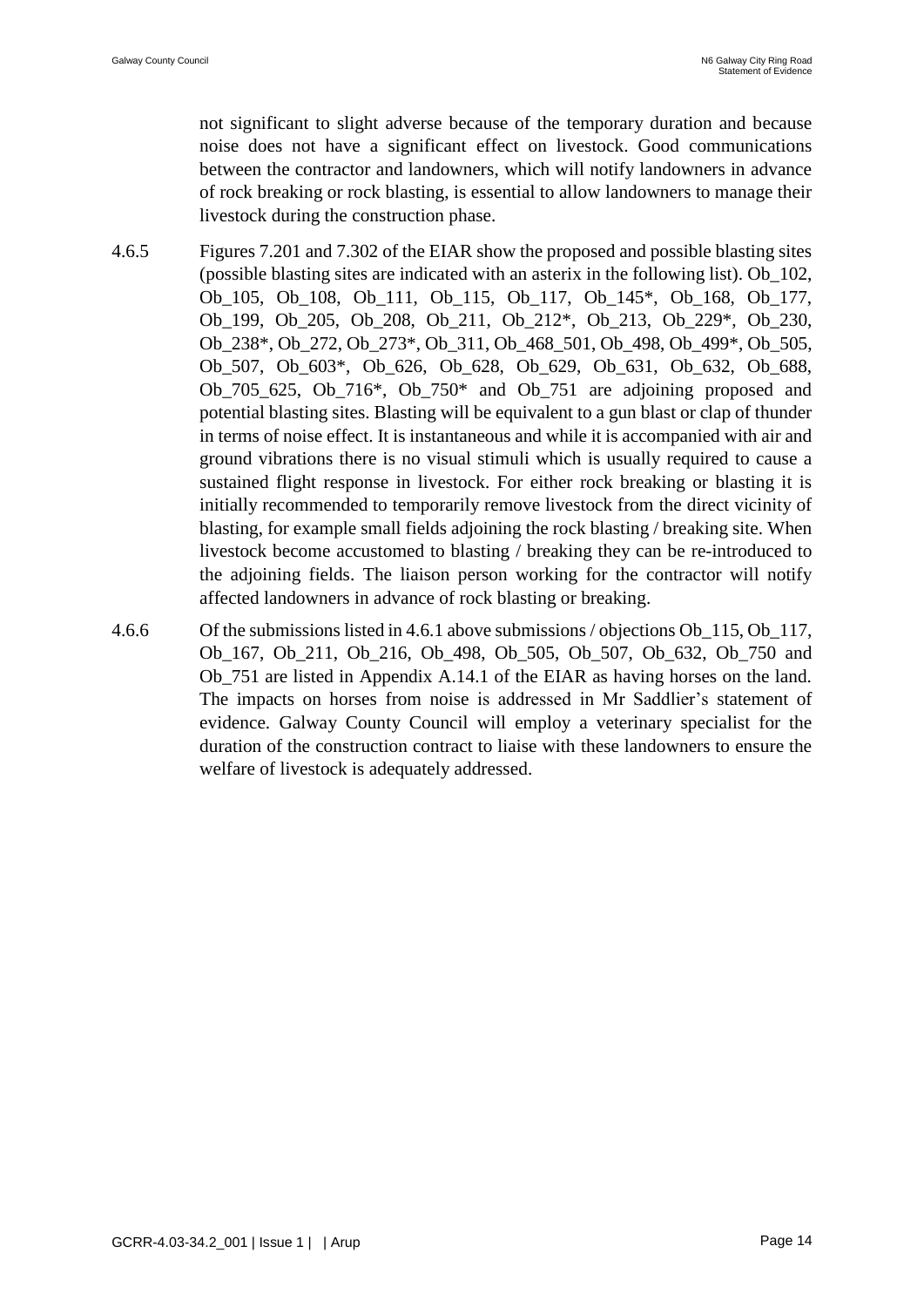not significant to slight adverse because of the temporary duration and because noise does not have a significant effect on livestock. Good communications between the contractor and landowners, which will notify landowners in advance of rock breaking or rock blasting, is essential to allow landowners to manage their livestock during the construction phase.

4.6.5 Figures 7.201 and 7.302 of the EIAR show the proposed and possible blasting sites (possible blasting sites are indicated with an asterix in the following list). Ob_102, Ob_105, Ob_108, Ob_111, Ob_115, Ob_117, Ob_145*, Ob_168, Ob_177, Ob_199, Ob_205, Ob_208, Ob_211, Ob_212*, Ob_213, Ob_229*, Ob_230, Ob_238*, Ob_272, Ob_273*, Ob_311, Ob_468_501, Ob_498, Ob_499*, Ob_505, Ob_507, Ob_603*, Ob_626, Ob_628, Ob_629, Ob_631, Ob_632, Ob_688, Ob_705_625, Ob_716*, Ob_750* and Ob_751 are adjoining proposed and potential blasting sites. Blasting will be equivalent to a gun blast or clap of thunder in terms of noise effect. It is instantaneous and while it is accompanied with air and ground vibrations there is no visual stimuli which is usually required to cause a sustained flight response in livestock. For either rock breaking or blasting it is initially recommended to temporarily remove livestock from the direct vicinity of blasting, for example small fields adjoining the rock blasting / breaking site. When livestock become accustomed to blasting / breaking they can be re-introduced to the adjoining fields. The liaison person working for the contractor will notify affected landowners in advance of rock blasting or breaking.

4.6.6 Of the submissions listed in 4.6.1 above submissions / objections Ob_115, Ob_117, Ob_167, Ob_211, Ob_216, Ob_498, Ob_505, Ob_507, Ob_632, Ob_750 and Ob_751 are listed in Appendix A.14.1 of the EIAR as having horses on the land. The impacts on horses from noise is addressed in Mr Saddlier's statement of evidence. Galway County Council will employ a veterinary specialist for the duration of the construction contract to liaise with these landowners to ensure the welfare of livestock is adequately addressed.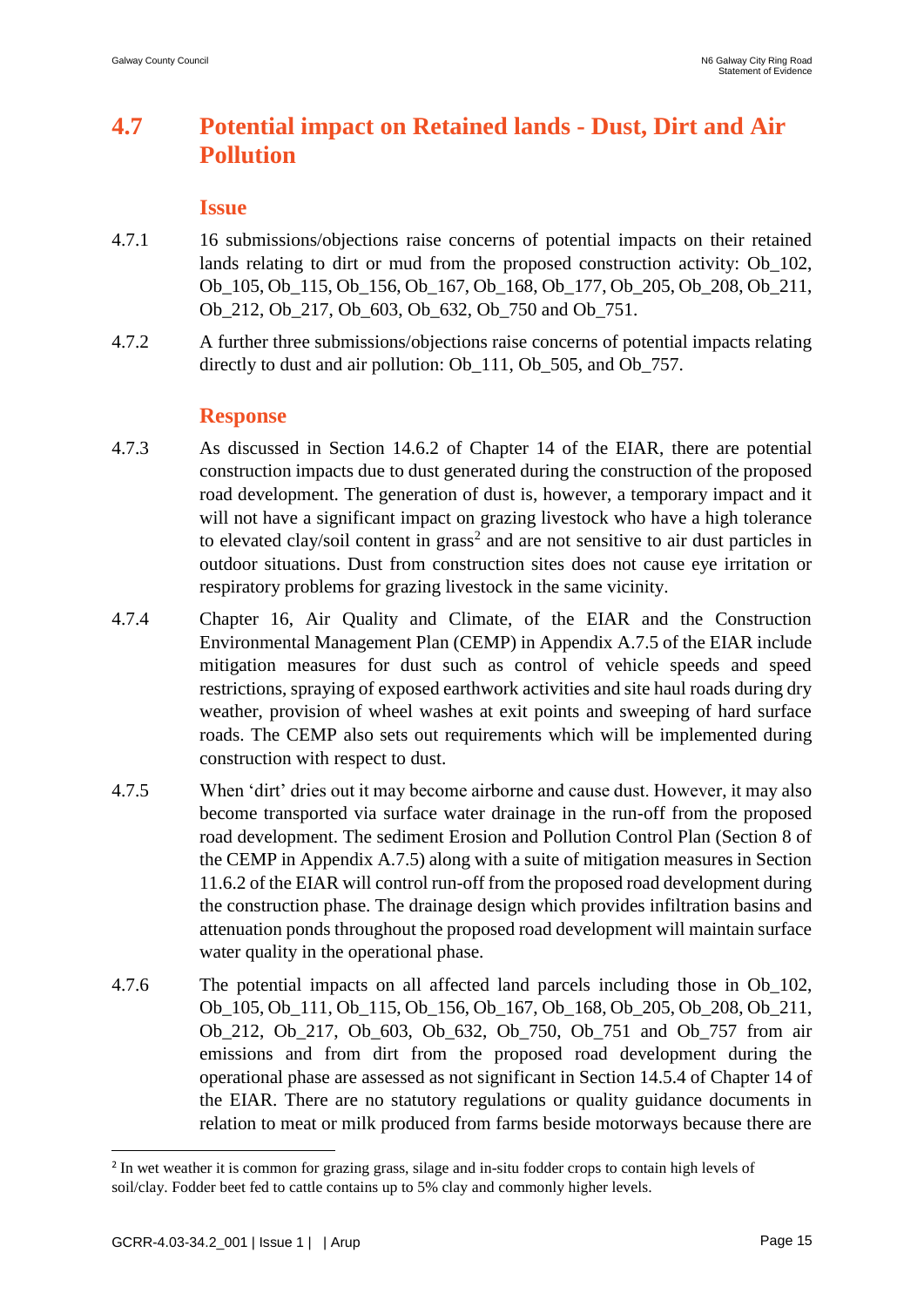## 4.7 Potential impact on Retained lands - Dust, Dirt and Air Pollution

### Issue

4.7.1 16 submissions/objections raise concerns of potential impacts on their retained lands relating to dirt or mud from the proposed construction activity: Ob_102, Ob_105, Ob_115, Ob_156, Ob_167, Ob_168, Ob_177, Ob_205, Ob_208, Ob_211, Ob_212, Ob_217, Ob_603, Ob_632, Ob_750 and Ob_751.

4.7.2 A further three submissions/objections raise concerns of potential impacts relating directly to dust and air pollution: Ob_111, Ob_505, and Ob_757.

### Response

4.7.3 As discussed in Section 14.6.2 of Chapter 14 of the EIAR, there are potential construction impacts due to dust generated during the construction of the proposed road development. The generation of dust is, however, a temporary impact and it will not have a significant impact on grazing livestock who have a high tolerance to elevated clay/soil content in grass[2] and are not sensitive to air dust particles in outdoor situations. Dust from construction sites does not cause eye irritation or respiratory problems for grazing livestock in the same vicinity.

4.7.4 Chapter 16, Air Quality and Climate, of the EIAR and the Construction Environmental Management Plan (CEMP) in Appendix A.7.5 of the EIAR include mitigation measures for dust such as control of vehicle speeds and speed restrictions, spraying of exposed earthwork activities and site haul roads during dry weather, provision of wheel washes at exit points and sweeping of hard surface roads. The CEMP also sets out requirements which will be implemented during construction with respect to dust.

4.7.5 When 'dirt' dries out it may become airborne and cause dust. However, it may also become transported via surface water drainage in the run-off from the proposed road development. The sediment Erosion and Pollution Control Plan (Section 8 of the CEMP in Appendix A.7.5) along with a suite of mitigation measures in Section 11.6.2 of the EIAR will control run-off from the proposed road development during the construction phase. The drainage design which provides infiltration basins and attenuation ponds throughout the proposed road development will maintain surface water quality in the operational phase.

4.7.6 The potential impacts on all affected land parcels including those in Ob_102, Ob_105, Ob_111, Ob_115, Ob_156, Ob_167, Ob_168, Ob_205, Ob_208, Ob_211, Ob_212, Ob_217, Ob_603, Ob_632, Ob_750, Ob_751 and Ob_757 from air emissions and from dirt from the proposed road development during the operational phase are assessed as not significant in Section 14.5.4 of Chapter 14 of the EIAR. There are no statutory regulations or quality guidance documents in relation to meat or milk produced from farms beside motorways because there are

[2] In wet weather it is common for grazing grass, silage and in-situ fodder crops to contain high levels of soil/clay. Fodder beet fed to cattle contains up to 5% clay and commonly higher levels.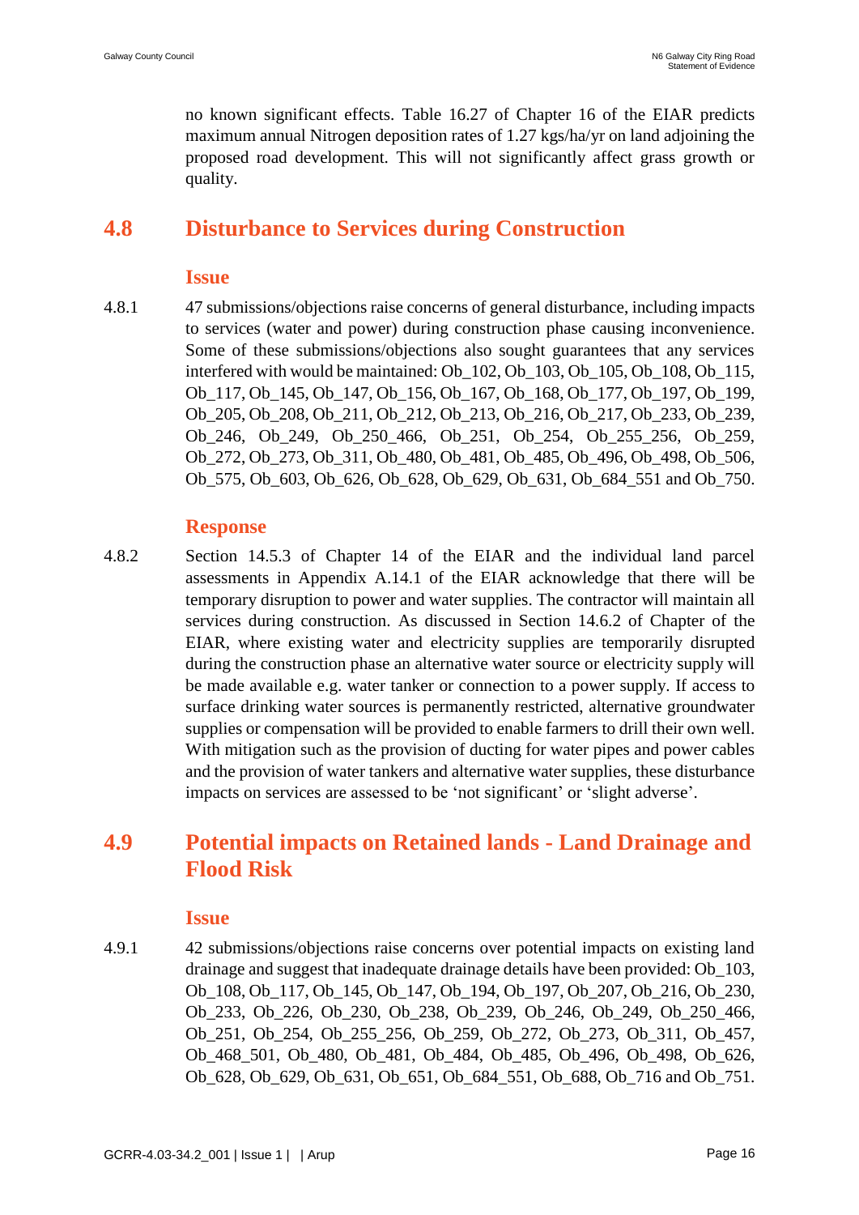no known significant effects. Table 16.27 of Chapter 16 of the EIAR predicts maximum annual Nitrogen deposition rates of 1.27 kgs/ha/yr on land adjoining the proposed road development. This will not significantly affect grass growth or quality.

## 4.8 Disturbance to Services during Construction

### Issue

4.8.1 47 submissions/objections raise concerns of general disturbance, including impacts to services (water and power) during construction phase causing inconvenience. Some of these submissions/objections also sought guarantees that any services interfered with would be maintained: Ob_102, Ob_103, Ob_105, Ob_108, Ob_115, Ob_117, Ob_145, Ob_147, Ob_156, Ob_167, Ob_168, Ob_177, Ob_197, Ob_199, Ob_205, Ob_208, Ob_211, Ob_212, Ob_213, Ob_216, Ob_217, Ob_233, Ob_239, Ob_246, Ob_249, Ob_250_466, Ob_251, Ob_254, Ob_255_256, Ob_259, Ob_272, Ob_273, Ob_311, Ob_480, Ob_481, Ob_485, Ob_496, Ob_498, Ob_506, Ob_575, Ob_603, Ob_626, Ob_628, Ob_629, Ob_631, Ob_684_551 and Ob_750.

### Response

4.8.2 Section 14.5.3 of Chapter 14 of the EIAR and the individual land parcel assessments in Appendix A.14.1 of the EIAR acknowledge that there will be temporary disruption to power and water supplies. The contractor will maintain all services during construction. As discussed in Section 14.6.2 of Chapter of the EIAR, where existing water and electricity supplies are temporarily disrupted during the construction phase an alternative water source or electricity supply will be made available e.g. water tanker or connection to a power supply. If access to surface drinking water sources is permanently restricted, alternative groundwater supplies or compensation will be provided to enable farmers to drill their own well. With mitigation such as the provision of ducting for water pipes and power cables and the provision of water tankers and alternative water supplies, these disturbance impacts on services are assessed to be 'not significant' or 'slight adverse'.

## 4.9 Potential impacts on Retained lands - Land Drainage and Flood Risk

### Issue

4.9.1 42 submissions/objections raise concerns over potential impacts on existing land drainage and suggest that inadequate drainage details have been provided: Ob_103, Ob_108, Ob_117, Ob_145, Ob_147, Ob_194, Ob_197, Ob_207, Ob_216, Ob_230, Ob_233, Ob_226, Ob_230, Ob_238, Ob_239, Ob_246, Ob_249, Ob_250_466, Ob_251, Ob_254, Ob_255_256, Ob_259, Ob_272, Ob_273, Ob_311, Ob_457, Ob_468_501, Ob_480, Ob_481, Ob_484, Ob_485, Ob_496, Ob_498, Ob_626, Ob_628, Ob_629, Ob_631, Ob_651, Ob_684_551, Ob_688, Ob_716 and Ob_751.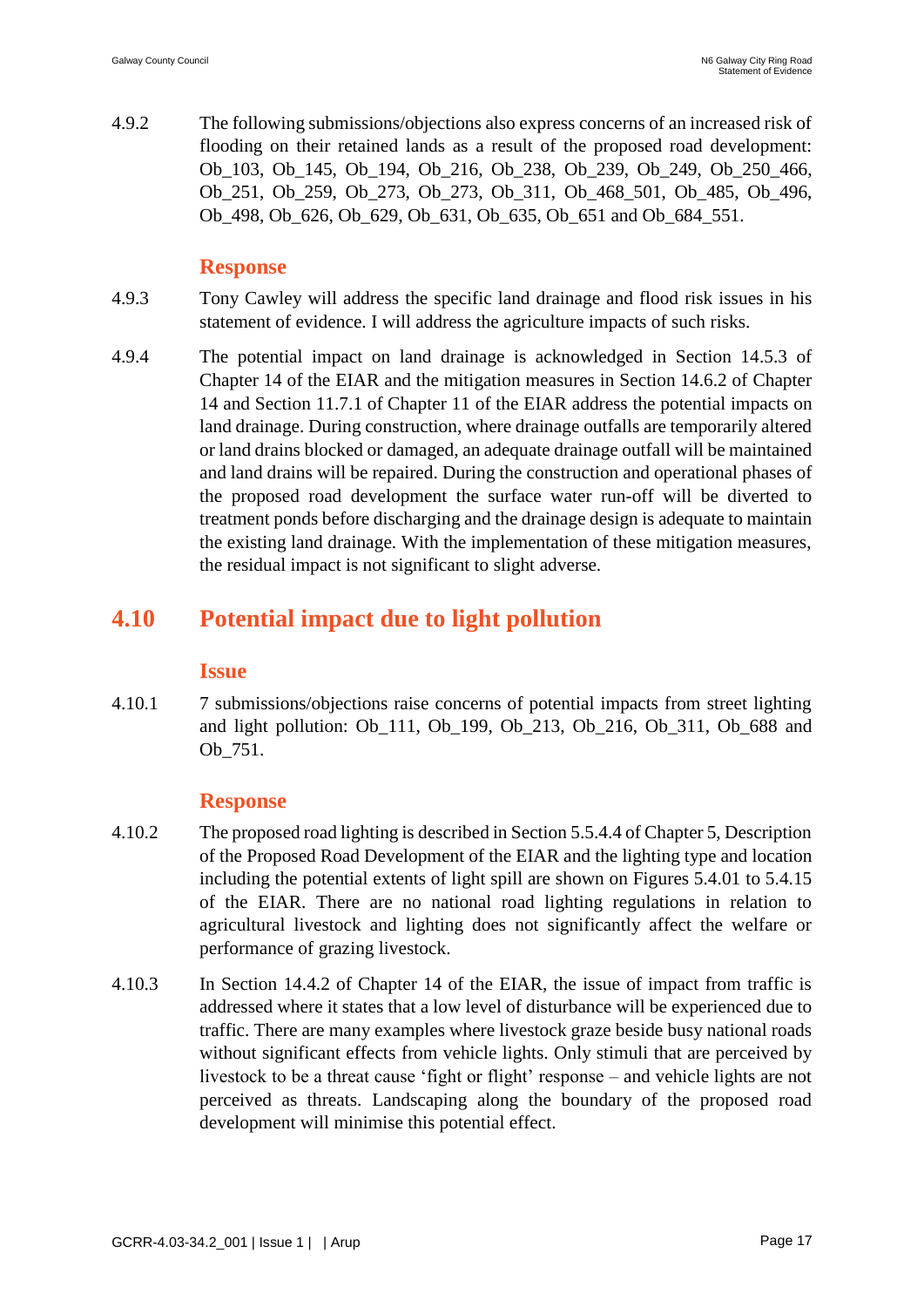4.9.2 The following submissions/objections also express concerns of an increased risk of flooding on their retained lands as a result of the proposed road development: Ob_103, Ob_145, Ob_194, Ob_216, Ob_238, Ob_239, Ob_249, Ob_250_466, Ob_251, Ob_259, Ob_273, Ob_273, Ob_311, Ob_468_501, Ob_485, Ob_496, Ob_498, Ob_626, Ob_629, Ob_631, Ob_635, Ob_651 and Ob_684_551.

### Response

4.9.3 Tony Cawley will address the specific land drainage and flood risk issues in his statement of evidence. I will address the agriculture impacts of such risks.

4.9.4 The potential impact on land drainage is acknowledged in Section 14.5.3 of Chapter 14 of the EIAR and the mitigation measures in Section 14.6.2 of Chapter 14 and Section 11.7.1 of Chapter 11 of the EIAR address the potential impacts on land drainage. During construction, where drainage outfalls are temporarily altered or land drains blocked or damaged, an adequate drainage outfall will be maintained and land drains will be repaired. During the construction and operational phases of the proposed road development the surface water run-off will be diverted to treatment ponds before discharging and the drainage design is adequate to maintain the existing land drainage. With the implementation of these mitigation measures, the residual impact is not significant to slight adverse.

## 4.10 Potential impact due to light pollution

### Issue

4.10.1 7 submissions/objections raise concerns of potential impacts from street lighting and light pollution: Ob_111, Ob_199, Ob_213, Ob_216, Ob_311, Ob_688 and Ob_751.

### Response

4.10.2 The proposed road lighting is described in Section 5.5.4.4 of Chapter 5, Description of the Proposed Road Development of the EIAR and the lighting type and location including the potential extents of light spill are shown on Figures 5.4.01 to 5.4.15 of the EIAR. There are no national road lighting regulations in relation to agricultural livestock and lighting does not significantly affect the welfare or performance of grazing livestock.

4.10.3 In Section 14.4.2 of Chapter 14 of the EIAR, the issue of impact from traffic is addressed where it states that a low level of disturbance will be experienced due to traffic. There are many examples where livestock graze beside busy national roads without significant effects from vehicle lights. Only stimuli that are perceived by livestock to be a threat cause 'fight or flight' response – and vehicle lights are not perceived as threats. Landscaping along the boundary of the proposed road development will minimise this potential effect.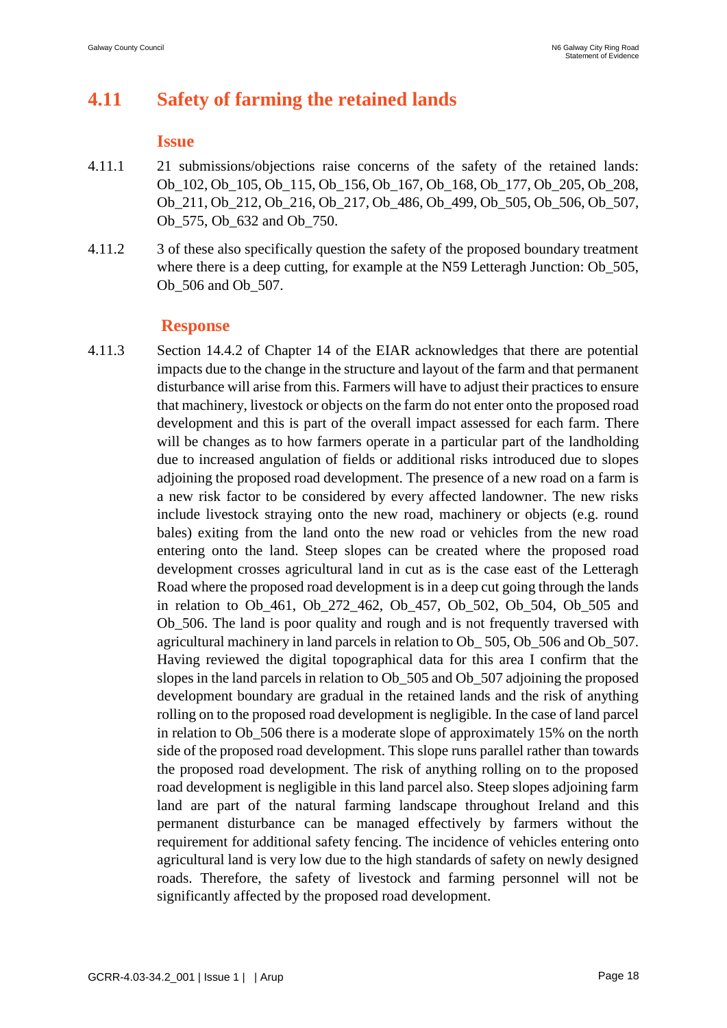## 4.11 Safety of farming the retained lands

### Issue

4.11.1 21 submissions/objections raise concerns of the safety of the retained lands: Ob_102, Ob_105, Ob_115, Ob_156, Ob_167, Ob_168, Ob_177, Ob_205, Ob_208, Ob_211, Ob_212, Ob_216, Ob_217, Ob_486, Ob_499, Ob_505, Ob_506, Ob_507, Ob_575, Ob_632 and Ob_750.

4.11.2 3 of these also specifically question the safety of the proposed boundary treatment where there is a deep cutting, for example at the N59 Letteragh Junction: Ob_505, Ob_506 and Ob_507.

### Response

4.11.3 Section 14.4.2 of Chapter 14 of the EIAR acknowledges that there are potential impacts due to the change in the structure and layout of the farm and that permanent disturbance will arise from this. Farmers will have to adjust their practices to ensure that machinery, livestock or objects on the farm do not enter onto the proposed road development and this is part of the overall impact assessed for each farm. There will be changes as to how farmers operate in a particular part of the landholding due to increased angulation of fields or additional risks introduced due to slopes adjoining the proposed road development. The presence of a new road on a farm is a new risk factor to be considered by every affected landowner. The new risks include livestock straying onto the new road, machinery or objects (e.g. round bales) exiting from the land onto the new road or vehicles from the new road entering onto the land. Steep slopes can be created where the proposed road development crosses agricultural land in cut as is the case east of the Letteragh Road where the proposed road development is in a deep cut going through the lands in relation to Ob_461, Ob_272_462, Ob_457, Ob_502, Ob_504, Ob_505 and Ob_506. The land is poor quality and rough and is not frequently traversed with agricultural machinery in land parcels in relation to Ob_ 505, Ob_506 and Ob_507. Having reviewed the digital topographical data for this area I confirm that the slopes in the land parcels in relation to Ob_505 and Ob_507 adjoining the proposed development boundary are gradual in the retained lands and the risk of anything rolling on to the proposed road development is negligible. In the case of land parcel in relation to Ob_506 there is a moderate slope of approximately 15% on the north side of the proposed road development. This slope runs parallel rather than towards the proposed road development. The risk of anything rolling on to the proposed road development is negligible in this land parcel also. Steep slopes adjoining farm land are part of the natural farming landscape throughout Ireland and this permanent disturbance can be managed effectively by farmers without the requirement for additional safety fencing. The incidence of vehicles entering onto agricultural land is very low due to the high standards of safety on newly designed roads. Therefore, the safety of livestock and farming personnel will not be significantly affected by the proposed road development.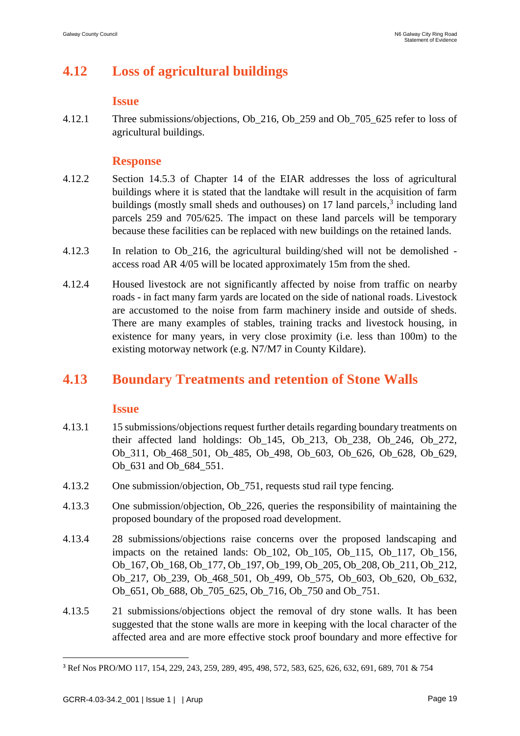## 4.12 Loss of agricultural buildings

### Issue

4.12.1 Three submissions/objections, Ob_216, Ob_259 and Ob_705_625 refer to loss of agricultural buildings.

### Response

4.12.2 Section 14.5.3 of Chapter 14 of the EIAR addresses the loss of agricultural buildings where it is stated that the landtake will result in the acquisition of farm buildings (mostly small sheds and outhouses) on 17 land parcels,[3] including land parcels 259 and 705/625. The impact on these land parcels will be temporary because these facilities can be replaced with new buildings on the retained lands.

4.12.3 In relation to Ob_216, the agricultural building/shed will not be demolished - access road AR 4/05 will be located approximately 15m from the shed.

4.12.4 Housed livestock are not significantly affected by noise from traffic on nearby roads - in fact many farm yards are located on the side of national roads. Livestock are accustomed to the noise from farm machinery inside and outside of sheds. There are many examples of stables, training tracks and livestock housing, in existence for many years, in very close proximity (i.e. less than 100m) to the existing motorway network (e.g. N7/M7 in County Kildare).

## 4.13 Boundary Treatments and retention of Stone Walls

### Issue

4.13.1 15 submissions/objections request further details regarding boundary treatments on their affected land holdings: Ob_145, Ob_213, Ob_238, Ob_246, Ob_272, Ob_311, Ob_468_501, Ob_485, Ob_498, Ob_603, Ob_626, Ob_628, Ob_629, Ob_631 and Ob_684_551.

4.13.2 One submission/objection, Ob_751, requests stud rail type fencing.

4.13.3 One submission/objection, Ob_226, queries the responsibility of maintaining the proposed boundary of the proposed road development.

4.13.4 28 submissions/objections raise concerns over the proposed landscaping and impacts on the retained lands: Ob_102, Ob_105, Ob_115, Ob_117, Ob_156, Ob_167, Ob_168, Ob_177, Ob_197, Ob_199, Ob_205, Ob_208, Ob_211, Ob_212, Ob_217, Ob_239, Ob_468_501, Ob_499, Ob_575, Ob_603, Ob_620, Ob_632, Ob_651, Ob_688, Ob_705_625, Ob_716, Ob_750 and Ob_751.

4.13.5 21 submissions/objections object the removal of dry stone walls. It has been suggested that the stone walls are more in keeping with the local character of the affected area and are more effective stock proof boundary and more effective for

---

[3] Ref Nos PRO/MO 117, 154, 229, 243, 259, 289, 495, 498, 572, 583, 625, 626, 632, 691, 689, 701 & 754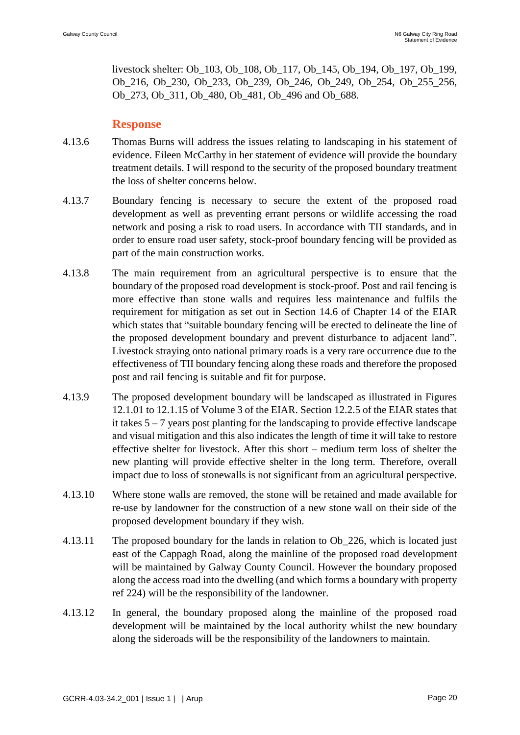livestock shelter: Ob_103, Ob_108, Ob_117, Ob_145, Ob_194, Ob_197, Ob_199, Ob_216, Ob_230, Ob_233, Ob_239, Ob_246, Ob_249, Ob_254, Ob_255_256, Ob_273, Ob_311, Ob_480, Ob_481, Ob_496 and Ob_688.

### Response

4.13.6 Thomas Burns will address the issues relating to landscaping in his statement of evidence. Eileen McCarthy in her statement of evidence will provide the boundary treatment details. I will respond to the security of the proposed boundary treatment the loss of shelter concerns below.

4.13.7 Boundary fencing is necessary to secure the extent of the proposed road development as well as preventing errant persons or wildlife accessing the road network and posing a risk to road users. In accordance with TII standards, and in order to ensure road user safety, stock-proof boundary fencing will be provided as part of the main construction works.

4.13.8 The main requirement from an agricultural perspective is to ensure that the boundary of the proposed road development is stock-proof. Post and rail fencing is more effective than stone walls and requires less maintenance and fulfils the requirement for mitigation as set out in Section 14.6 of Chapter 14 of the EIAR which states that "suitable boundary fencing will be erected to delineate the line of the proposed development boundary and prevent disturbance to adjacent land". Livestock straying onto national primary roads is a very rare occurrence due to the effectiveness of TII boundary fencing along these roads and therefore the proposed post and rail fencing is suitable and fit for purpose.

4.13.9 The proposed development boundary will be landscaped as illustrated in Figures 12.1.01 to 12.1.15 of Volume 3 of the EIAR. Section 12.2.5 of the EIAR states that it takes 5 – 7 years post planting for the landscaping to provide effective landscape and visual mitigation and this also indicates the length of time it will take to restore effective shelter for livestock. After this short – medium term loss of shelter the new planting will provide effective shelter in the long term. Therefore, overall impact due to loss of stonewalls is not significant from an agricultural perspective.

4.13.10 Where stone walls are removed, the stone will be retained and made available for re-use by landowner for the construction of a new stone wall on their side of the proposed development boundary if they wish.

4.13.11 The proposed boundary for the lands in relation to Ob_226, which is located just east of the Cappagh Road, along the mainline of the proposed road development will be maintained by Galway County Council. However the boundary proposed along the access road into the dwelling (and which forms a boundary with property ref 224) will be the responsibility of the landowner.

4.13.12 In general, the boundary proposed along the mainline of the proposed road development will be maintained by the local authority whilst the new boundary along the sideroads will be the responsibility of the landowners to maintain.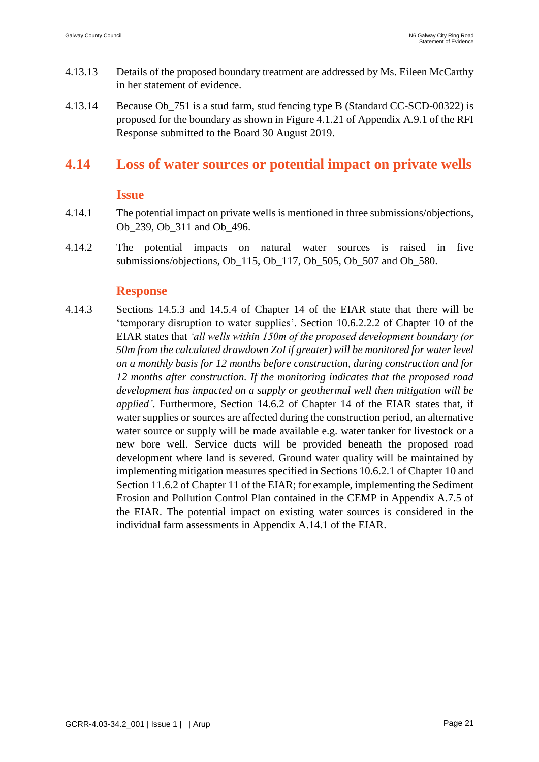4.13.13 Details of the proposed boundary treatment are addressed by Ms. Eileen McCarthy in her statement of evidence.

4.13.14 Because Ob_751 is a stud farm, stud fencing type B (Standard CC-SCD-00322) is proposed for the boundary as shown in Figure 4.1.21 of Appendix A.9.1 of the RFI Response submitted to the Board 30 August 2019.

## 4.14 Loss of water sources or potential impact on private wells

### Issue

4.14.1 The potential impact on private wells is mentioned in three submissions/objections, Ob_239, Ob_311 and Ob_496.

4.14.2 The potential impacts on natural water sources is raised in five submissions/objections, Ob_115, Ob_117, Ob_505, Ob_507 and Ob_580.

### Response

4.14.3 Sections 14.5.3 and 14.5.4 of Chapter 14 of the EIAR state that there will be 'temporary disruption to water supplies'. Section 10.6.2.2.2 of Chapter 10 of the EIAR states that *'all wells within 150m of the proposed development boundary (or 50m from the calculated drawdown ZoI if greater) will be monitored for water level on a monthly basis for 12 months before construction, during construction and for 12 months after construction. If the monitoring indicates that the proposed road development has impacted on a supply or geothermal well then mitigation will be applied'*. Furthermore, Section 14.6.2 of Chapter 14 of the EIAR states that, if water supplies or sources are affected during the construction period, an alternative water source or supply will be made available e.g. water tanker for livestock or a new bore well. Service ducts will be provided beneath the proposed road development where land is severed. Ground water quality will be maintained by implementing mitigation measures specified in Sections 10.6.2.1 of Chapter 10 and Section 11.6.2 of Chapter 11 of the EIAR; for example, implementing the Sediment Erosion and Pollution Control Plan contained in the CEMP in Appendix A.7.5 of the EIAR. The potential impact on existing water sources is considered in the individual farm assessments in Appendix A.14.1 of the EIAR.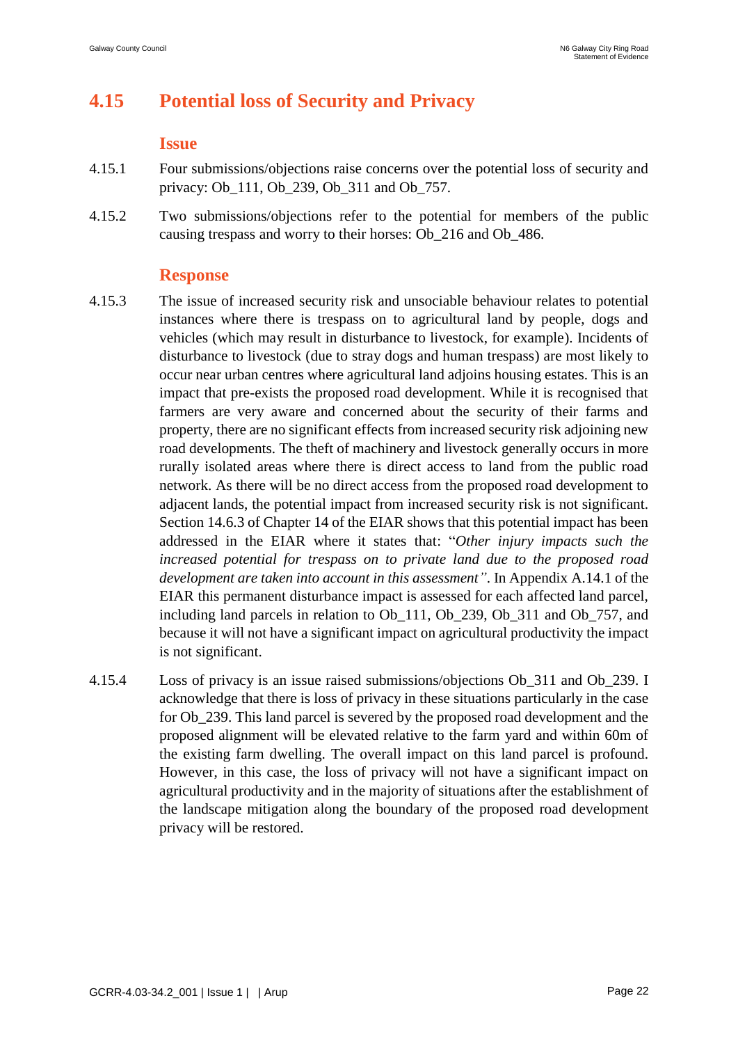## 4.15 Potential loss of Security and Privacy

### Issue

4.15.1 Four submissions/objections raise concerns over the potential loss of security and privacy: Ob_111, Ob_239, Ob_311 and Ob_757.

4.15.2 Two submissions/objections refer to the potential for members of the public causing trespass and worry to their horses: Ob_216 and Ob_486.

### Response

4.15.3 The issue of increased security risk and unsociable behaviour relates to potential instances where there is trespass on to agricultural land by people, dogs and vehicles (which may result in disturbance to livestock, for example). Incidents of disturbance to livestock (due to stray dogs and human trespass) are most likely to occur near urban centres where agricultural land adjoins housing estates. This is an impact that pre-exists the proposed road development. While it is recognised that farmers are very aware and concerned about the security of their farms and property, there are no significant effects from increased security risk adjoining new road developments. The theft of machinery and livestock generally occurs in more rurally isolated areas where there is direct access to land from the public road network. As there will be no direct access from the proposed road development to adjacent lands, the potential impact from increased security risk is not significant. Section 14.6.3 of Chapter 14 of the EIAR shows that this potential impact has been addressed in the EIAR where it states that: "*Other injury impacts such the increased potential for trespass on to private land due to the proposed road development are taken into account in this assessment"*. In Appendix A.14.1 of the EIAR this permanent disturbance impact is assessed for each affected land parcel, including land parcels in relation to Ob_111, Ob_239, Ob_311 and Ob_757, and because it will not have a significant impact on agricultural productivity the impact is not significant.

4.15.4 Loss of privacy is an issue raised submissions/objections Ob_311 and Ob_239. I acknowledge that there is loss of privacy in these situations particularly in the case for Ob_239. This land parcel is severed by the proposed road development and the proposed alignment will be elevated relative to the farm yard and within 60m of the existing farm dwelling. The overall impact on this land parcel is profound. However, in this case, the loss of privacy will not have a significant impact on agricultural productivity and in the majority of situations after the establishment of the landscape mitigation along the boundary of the proposed road development privacy will be restored.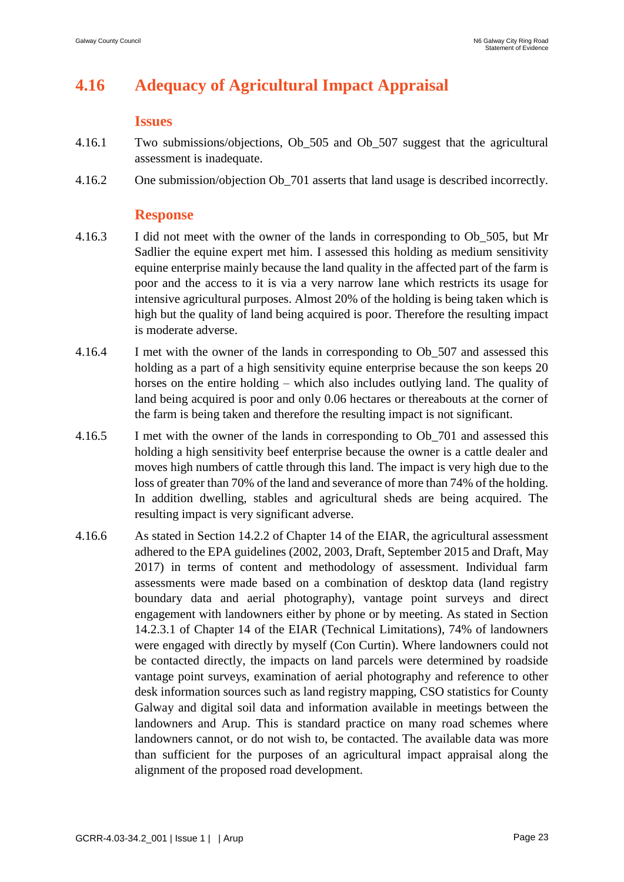## 4.16 Adequacy of Agricultural Impact Appraisal

### Issues

4.16.1 Two submissions/objections, Ob_505 and Ob_507 suggest that the agricultural assessment is inadequate.

4.16.2 One submission/objection Ob_701 asserts that land usage is described incorrectly.

### Response

4.16.3 I did not meet with the owner of the lands in corresponding to Ob_505, but Mr Sadlier the equine expert met him. I assessed this holding as medium sensitivity equine enterprise mainly because the land quality in the affected part of the farm is poor and the access to it is via a very narrow lane which restricts its usage for intensive agricultural purposes. Almost 20% of the holding is being taken which is high but the quality of land being acquired is poor. Therefore the resulting impact is moderate adverse.

4.16.4 I met with the owner of the lands in corresponding to Ob_507 and assessed this holding as a part of a high sensitivity equine enterprise because the son keeps 20 horses on the entire holding – which also includes outlying land. The quality of land being acquired is poor and only 0.06 hectares or thereabouts at the corner of the farm is being taken and therefore the resulting impact is not significant.

4.16.5 I met with the owner of the lands in corresponding to Ob_701 and assessed this holding a high sensitivity beef enterprise because the owner is a cattle dealer and moves high numbers of cattle through this land. The impact is very high due to the loss of greater than 70% of the land and severance of more than 74% of the holding. In addition dwelling, stables and agricultural sheds are being acquired. The resulting impact is very significant adverse.

4.16.6 As stated in Section 14.2.2 of Chapter 14 of the EIAR, the agricultural assessment adhered to the EPA guidelines (2002, 2003, Draft, September 2015 and Draft, May 2017) in terms of content and methodology of assessment. Individual farm assessments were made based on a combination of desktop data (land registry boundary data and aerial photography), vantage point surveys and direct engagement with landowners either by phone or by meeting. As stated in Section 14.2.3.1 of Chapter 14 of the EIAR (Technical Limitations), 74% of landowners were engaged with directly by myself (Con Curtin). Where landowners could not be contacted directly, the impacts on land parcels were determined by roadside vantage point surveys, examination of aerial photography and reference to other desk information sources such as land registry mapping, CSO statistics for County Galway and digital soil data and information available in meetings between the landowners and Arup. This is standard practice on many road schemes where landowners cannot, or do not wish to, be contacted. The available data was more than sufficient for the purposes of an agricultural impact appraisal along the alignment of the proposed road development.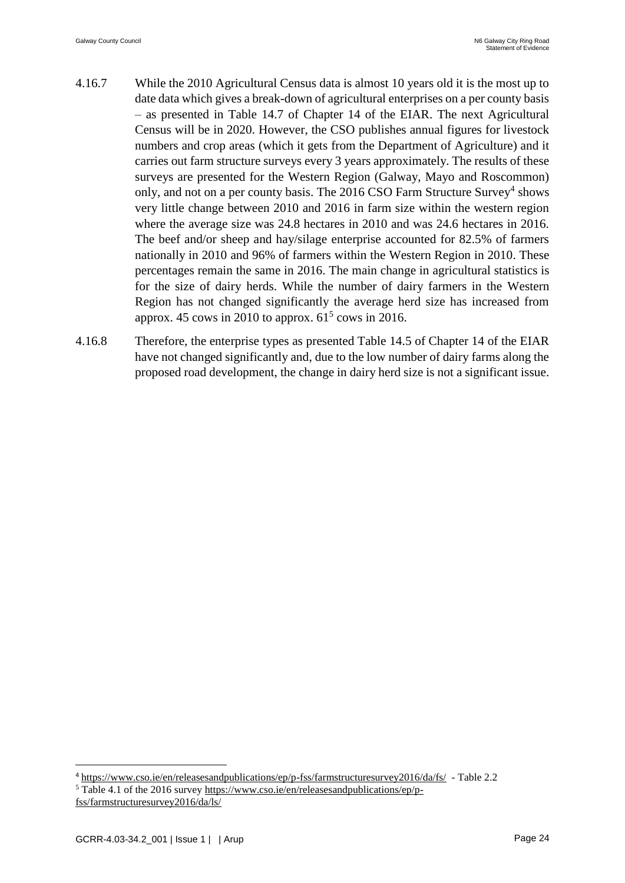4.16.7 While the 2010 Agricultural Census data is almost 10 years old it is the most up to date data which gives a break-down of agricultural enterprises on a per county basis – as presented in Table 14.7 of Chapter 14 of the EIAR. The next Agricultural Census will be in 2020. However, the CSO publishes annual figures for livestock numbers and crop areas (which it gets from the Department of Agriculture) and it carries out farm structure surveys every 3 years approximately. The results of these surveys are presented for the Western Region (Galway, Mayo and Roscommon) only, and not on a per county basis. The 2016 CSO Farm Structure Survey[4] shows very little change between 2010 and 2016 in farm size within the western region where the average size was 24.8 hectares in 2010 and was 24.6 hectares in 2016. The beef and/or sheep and hay/silage enterprise accounted for 82.5% of farmers nationally in 2010 and 96% of farmers within the Western Region in 2010. These percentages remain the same in 2016. The main change in agricultural statistics is for the size of dairy herds. While the number of dairy farmers in the Western Region has not changed significantly the average herd size has increased from approx. 45 cows in 2010 to approx. 61[5] cows in 2016.

4.16.8 Therefore, the enterprise types as presented Table 14.5 of Chapter 14 of the EIAR have not changed significantly and, due to the low number of dairy farms along the proposed road development, the change in dairy herd size is not a significant issue.

---

[4] https://www.cso.ie/en/releasesandpublications/ep/p-fss/farmstructuresurvey2016/da/fs/ - Table 2.2

[5] Table 4.1 of the 2016 survey https://www.cso.ie/en/releasesandpublications/ep/p-fss/farmstructuresurvey2016/da/ls/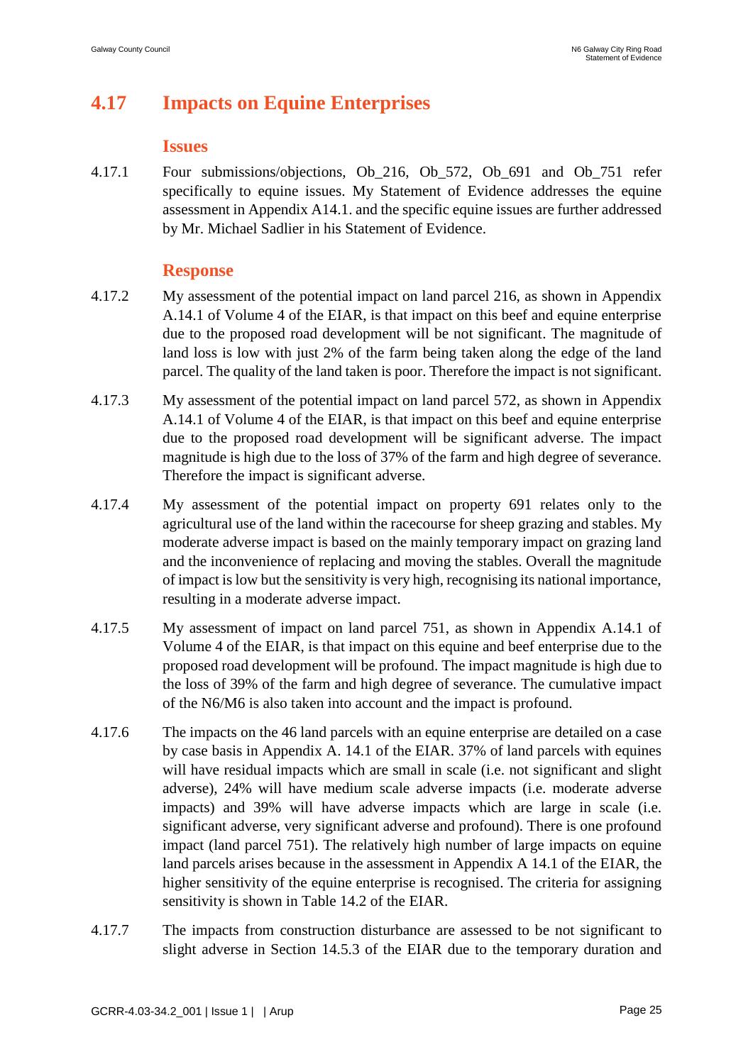## 4.17 Impacts on Equine Enterprises

### Issues

4.17.1 Four submissions/objections, Ob_216, Ob_572, Ob_691 and Ob_751 refer specifically to equine issues. My Statement of Evidence addresses the equine assessment in Appendix A14.1. and the specific equine issues are further addressed by Mr. Michael Sadlier in his Statement of Evidence.

### Response

4.17.2 My assessment of the potential impact on land parcel 216, as shown in Appendix A.14.1 of Volume 4 of the EIAR, is that impact on this beef and equine enterprise due to the proposed road development will be not significant. The magnitude of land loss is low with just 2% of the farm being taken along the edge of the land parcel. The quality of the land taken is poor. Therefore the impact is not significant.

4.17.3 My assessment of the potential impact on land parcel 572, as shown in Appendix A.14.1 of Volume 4 of the EIAR, is that impact on this beef and equine enterprise due to the proposed road development will be significant adverse. The impact magnitude is high due to the loss of 37% of the farm and high degree of severance. Therefore the impact is significant adverse.

4.17.4 My assessment of the potential impact on property 691 relates only to the agricultural use of the land within the racecourse for sheep grazing and stables. My moderate adverse impact is based on the mainly temporary impact on grazing land and the inconvenience of replacing and moving the stables. Overall the magnitude of impact is low but the sensitivity is very high, recognising its national importance, resulting in a moderate adverse impact.

4.17.5 My assessment of impact on land parcel 751, as shown in Appendix A.14.1 of Volume 4 of the EIAR, is that impact on this equine and beef enterprise due to the proposed road development will be profound. The impact magnitude is high due to the loss of 39% of the farm and high degree of severance. The cumulative impact of the N6/M6 is also taken into account and the impact is profound.

4.17.6 The impacts on the 46 land parcels with an equine enterprise are detailed on a case by case basis in Appendix A. 14.1 of the EIAR. 37% of land parcels with equines will have residual impacts which are small in scale (i.e. not significant and slight adverse), 24% will have medium scale adverse impacts (i.e. moderate adverse impacts) and 39% will have adverse impacts which are large in scale (i.e. significant adverse, very significant adverse and profound). There is one profound impact (land parcel 751). The relatively high number of large impacts on equine land parcels arises because in the assessment in Appendix A 14.1 of the EIAR, the higher sensitivity of the equine enterprise is recognised. The criteria for assigning sensitivity is shown in Table 14.2 of the EIAR.

4.17.7 The impacts from construction disturbance are assessed to be not significant to slight adverse in Section 14.5.3 of the EIAR due to the temporary duration and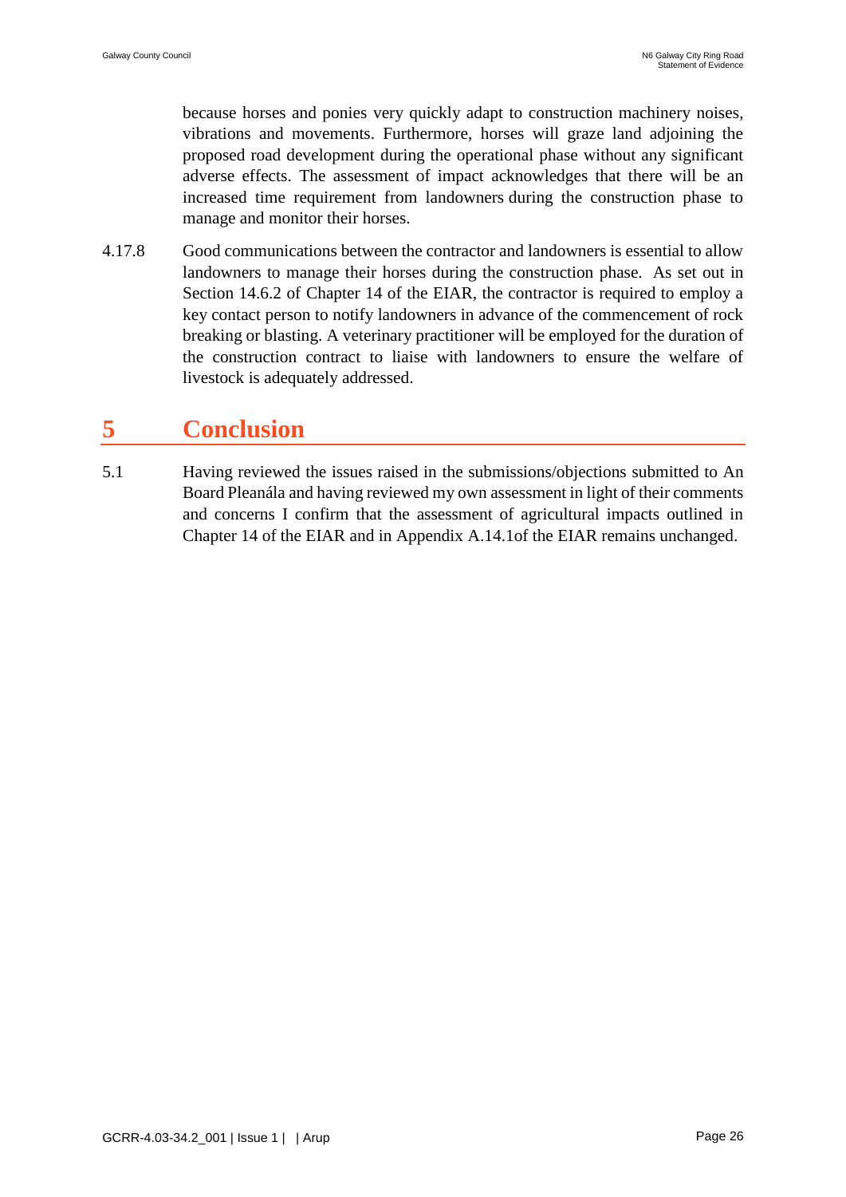because horses and ponies very quickly adapt to construction machinery noises, vibrations and movements. Furthermore, horses will graze land adjoining the proposed road development during the operational phase without any significant adverse effects. The assessment of impact acknowledges that there will be an increased time requirement from landowners during the construction phase to manage and monitor their horses.

4.17.8 Good communications between the contractor and landowners is essential to allow landowners to manage their horses during the construction phase. As set out in Section 14.6.2 of Chapter 14 of the EIAR, the contractor is required to employ a key contact person to notify landowners in advance of the commencement of rock breaking or blasting. A veterinary practitioner will be employed for the duration of the construction contract to liaise with landowners to ensure the welfare of livestock is adequately addressed.

# 5 Conclusion

5.1 Having reviewed the issues raised in the submissions/objections submitted to An Board Pleanála and having reviewed my own assessment in light of their comments and concerns I confirm that the assessment of agricultural impacts outlined in Chapter 14 of the EIAR and in Appendix A.14.1of the EIAR remains unchanged.